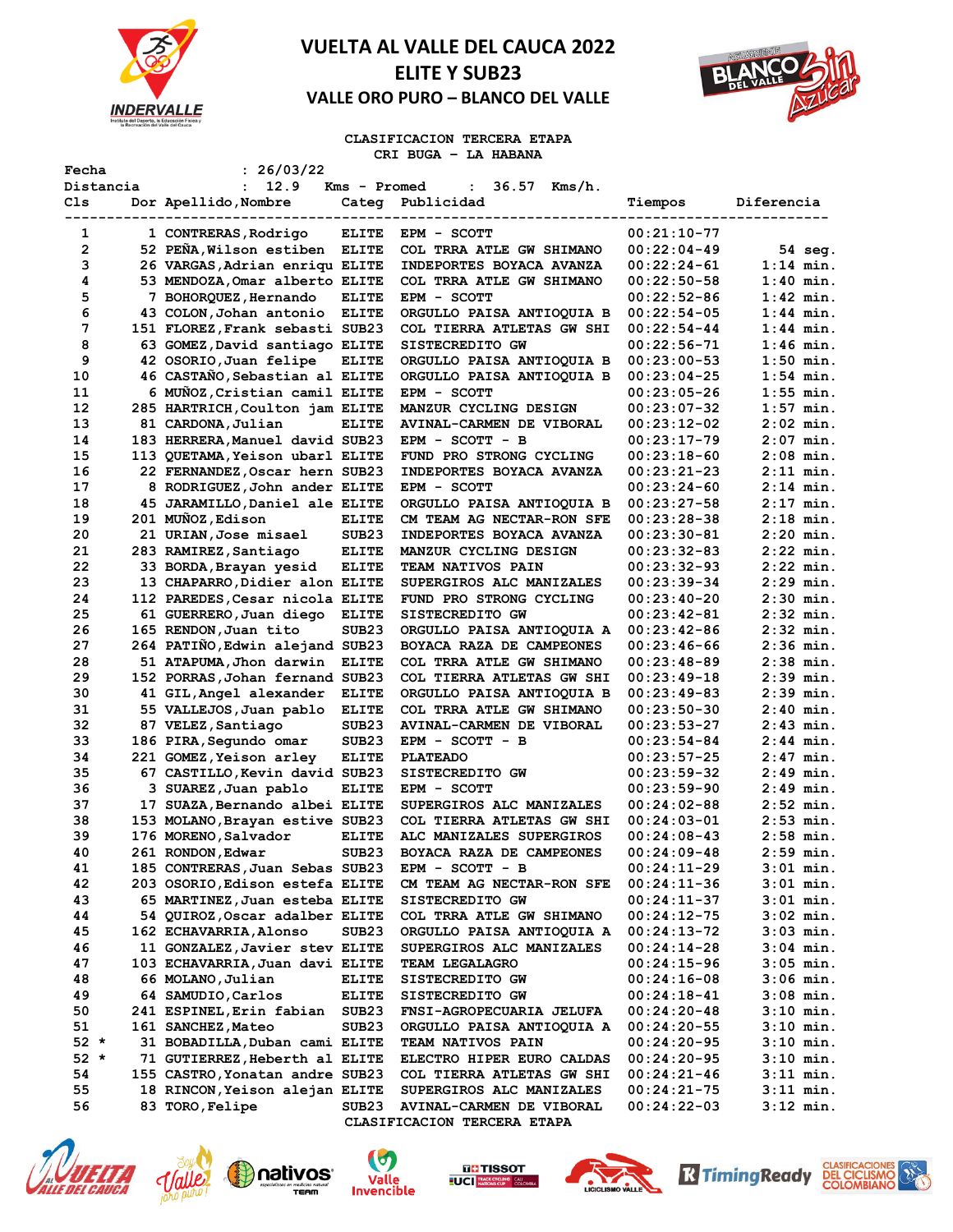# VUELTA AL VALLE DEL CAUCA 2022

## ELITE Y SUB23

### VALLE ORO PURO – BLANCO DEL VALLE

**CLASIFICACION TERCERA ETAPA**
**CRI BUGA - LA HABANA**

Fecha : 26/03/22
Distancia : 12.9 Kms - Promed : 36.57 Kms/h.

| Cls | Dor | Apellido,Nombre | Categ | Publicidad | Tiempos | Diferencia |
|---|---|---|---|---|---|---|
| 1 | 1 | CONTRERAS,Rodrigo | ELITE | EPM - SCOTT | 00:21:10-77 | |
| 2 | 52 | PEÑA,Wilson estiben | ELITE | COL TRRA ATLE GW SHIMANO | 00:22:04-49 | 54 seg. |
| 3 | 26 | VARGAS,Adrian enriqu | ELITE | INDEPORTES BOYACA AVANZA | 00:22:24-61 | 1:14 min. |
| 4 | 53 | MENDOZA,Omar alberto | ELITE | COL TRRA ATLE GW SHIMANO | 00:22:50-58 | 1:40 min. |
| 5 | 7 | BOHORQUEZ,Hernando | ELITE | EPM - SCOTT | 00:22:52-86 | 1:42 min. |
| 6 | 43 | COLON,Johan antonio | ELITE | ORGULLO PAISA ANTIOQUIA B | 00:22:54-05 | 1:44 min. |
| 7 | 151 | FLOREZ,Frank sebasti | SUB23 | COL TIERRA ATLETAS GW SHI | 00:22:54-44 | 1:44 min. |
| 8 | 63 | GOMEZ,David santiago | ELITE | SISTECREDITO GW | 00:22:56-71 | 1:46 min. |
| 9 | 42 | OSORIO,Juan felipe | ELITE | ORGULLO PAISA ANTIOQUIA B | 00:23:00-53 | 1:50 min. |
| 10 | 46 | CASTAÑO,Sebastian al | ELITE | ORGULLO PAISA ANTIOQUIA B | 00:23:04-25 | 1:54 min. |
| 11 | 6 | MUÑOZ,Cristian camil | ELITE | EPM - SCOTT | 00:23:05-26 | 1:55 min. |
| 12 | 285 | HARTRICH,Coulton jam | ELITE | MANZUR CYCLING DESIGN | 00:23:07-32 | 1:57 min. |
| 13 | 81 | CARDONA,Julian | ELITE | AVINAL-CARMEN DE VIBORAL | 00:23:12-02 | 2:02 min. |
| 14 | 183 | HERRERA,Manuel david | SUB23 | EPM - SCOTT - B | 00:23:17-79 | 2:07 min. |
| 15 | 113 | QUETAMA,Yeison ubarl | ELITE | FUND PRO STRONG CYCLING | 00:23:18-60 | 2:08 min. |
| 16 | 22 | FERNANDEZ,Oscar hern | SUB23 | INDEPORTES BOYACA AVANZA | 00:23:21-23 | 2:11 min. |
| 17 | 8 | RODRIGUEZ,John ander | ELITE | EPM - SCOTT | 00:23:24-60 | 2:14 min. |
| 18 | 45 | JARAMILLO,Daniel ale | ELITE | ORGULLO PAISA ANTIOQUIA B | 00:23:27-58 | 2:17 min. |
| 19 | 201 | MUÑOZ,Edison | ELITE | CM TEAM AG NECTAR-RON SFE | 00:23:28-38 | 2:18 min. |
| 20 | 21 | URIAN,Jose misael | SUB23 | INDEPORTES BOYACA AVANZA | 00:23:30-81 | 2:20 min. |
| 21 | 283 | RAMIREZ,Santiago | ELITE | MANZUR CYCLING DESIGN | 00:23:32-83 | 2:22 min. |
| 22 | 33 | BORDA,Brayan yesid | ELITE | TEAM NATIVOS PAIN | 00:23:32-93 | 2:22 min. |
| 23 | 13 | CHAPARRO,Didier alon | ELITE | SUPERGIROS ALC MANIZALES | 00:23:39-34 | 2:29 min. |
| 24 | 112 | PAREDES,Cesar nicola | ELITE | FUND PRO STRONG CYCLING | 00:23:40-20 | 2:30 min. |
| 25 | 61 | GUERRERO,Juan diego | ELITE | SISTECREDITO GW | 00:23:42-81 | 2:32 min. |
| 26 | 165 | RENDON,Juan tito | SUB23 | ORGULLO PAISA ANTIOQUIA A | 00:23:42-86 | 2:32 min. |
| 27 | 264 | PATIÑO,Edwin alejand | SUB23 | BOYACA RAZA DE CAMPEONES | 00:23:46-66 | 2:36 min. |
| 28 | 51 | ATAPUMA,Jhon darwin | ELITE | COL TRRA ATLE GW SHIMANO | 00:23:48-89 | 2:38 min. |
| 29 | 152 | PORRAS,Johan fernand | SUB23 | COL TIERRA ATLETAS GW SHI | 00:23:49-18 | 2:39 min. |
| 30 | 41 | GIL,Angel alexander | ELITE | ORGULLO PAISA ANTIOQUIA B | 00:23:49-83 | 2:39 min. |
| 31 | 55 | VALLEJOS,Juan pablo | ELITE | COL TRRA ATLE GW SHIMANO | 00:23:50-30 | 2:40 min. |
| 32 | 87 | VELEZ,Santiago | SUB23 | AVINAL-CARMEN DE VIBORAL | 00:23:53-27 | 2:43 min. |
| 33 | 186 | PIRA,Segundo omar | SUB23 | EPM - SCOTT - B | 00:23:54-84 | 2:44 min. |
| 34 | 221 | GOMEZ,Yeison arley | ELITE | PLATEADO | 00:23:57-25 | 2:47 min. |
| 35 | 67 | CASTILLO,Kevin david | SUB23 | SISTECREDITO GW | 00:23:59-32 | 2:49 min. |
| 36 | 3 | SUAREZ,Juan pablo | ELITE | EPM - SCOTT | 00:23:59-90 | 2:49 min. |
| 37 | 17 | SUAZA,Bernando albei | ELITE | SUPERGIROS ALC MANIZALES | 00:24:02-88 | 2:52 min. |
| 38 | 153 | MOLANO,Brayan estive | SUB23 | COL TIERRA ATLETAS GW SHI | 00:24:03-01 | 2:53 min. |
| 39 | 176 | MORENO,Salvador | ELITE | ALC MANIZALES SUPERGIROS | 00:24:08-43 | 2:58 min. |
| 40 | 261 | RONDON,Edwar | SUB23 | BOYACA RAZA DE CAMPEONES | 00:24:09-48 | 2:59 min. |
| 41 | 185 | CONTRERAS,Juan Sebas | SUB23 | EPM - SCOTT - B | 00:24:11-29 | 3:01 min. |
| 42 | 203 | OSORIO,Edison estefa | ELITE | CM TEAM AG NECTAR-RON SFE | 00:24:11-36 | 3:01 min. |
| 43 | 65 | MARTINEZ,Juan esteba | ELITE | SISTECREDITO GW | 00:24:11-37 | 3:01 min. |
| 44 | 54 | QUIROZ,Oscar adalber | ELITE | COL TRRA ATLE GW SHIMANO | 00:24:12-75 | 3:02 min. |
| 45 | 162 | ECHAVARRIA,Alonso | SUB23 | ORGULLO PAISA ANTIOQUIA A | 00:24:13-72 | 3:03 min. |
| 46 | 11 | GONZALEZ,Javier stev | ELITE | SUPERGIROS ALC MANIZALES | 00:24:14-28 | 3:04 min. |
| 47 | 103 | ECHAVARRIA,Juan davi | ELITE | TEAM LEGALAGRO | 00:24:15-96 | 3:05 min. |
| 48 | 66 | MOLANO,Julian | ELITE | SISTECREDITO GW | 00:24:16-08 | 3:06 min. |
| 49 | 64 | SAMUDIO,Carlos | ELITE | SISTECREDITO GW | 00:24:18-41 | 3:08 min. |
| 50 | 241 | ESPINEL,Erin fabian | SUB23 | FNSI-AGROPECUARIA JELUFA | 00:24:20-48 | 3:10 min. |
| 51 | 161 | SANCHEZ,Mateo | SUB23 | ORGULLO PAISA ANTIOQUIA A | 00:24:20-55 | 3:10 min. |
| 52 * | 31 | BOBADILLA,Duban cami | ELITE | TEAM NATIVOS PAIN | 00:24:20-95 | 3:10 min. |
| 52 * | 71 | GUTIERREZ,Heberth al | ELITE | ELECTRO HIPER EURO CALDAS | 00:24:20-95 | 3:10 min. |
| 54 | 155 | CASTRO,Yonatan andre | SUB23 | COL TIERRA ATLETAS GW SHI | 00:24:21-46 | 3:11 min. |
| 55 | 18 | RINCON,Yeison alejan | ELITE | SUPERGIROS ALC MANIZALES | 00:24:21-75 | 3:11 min. |
| 56 | 83 | TORO,Felipe | SUB23 | AVINAL-CARMEN DE VIBORAL | 00:24:22-03 | 3:12 min. |

CLASIFICACION TERCERA ETAPA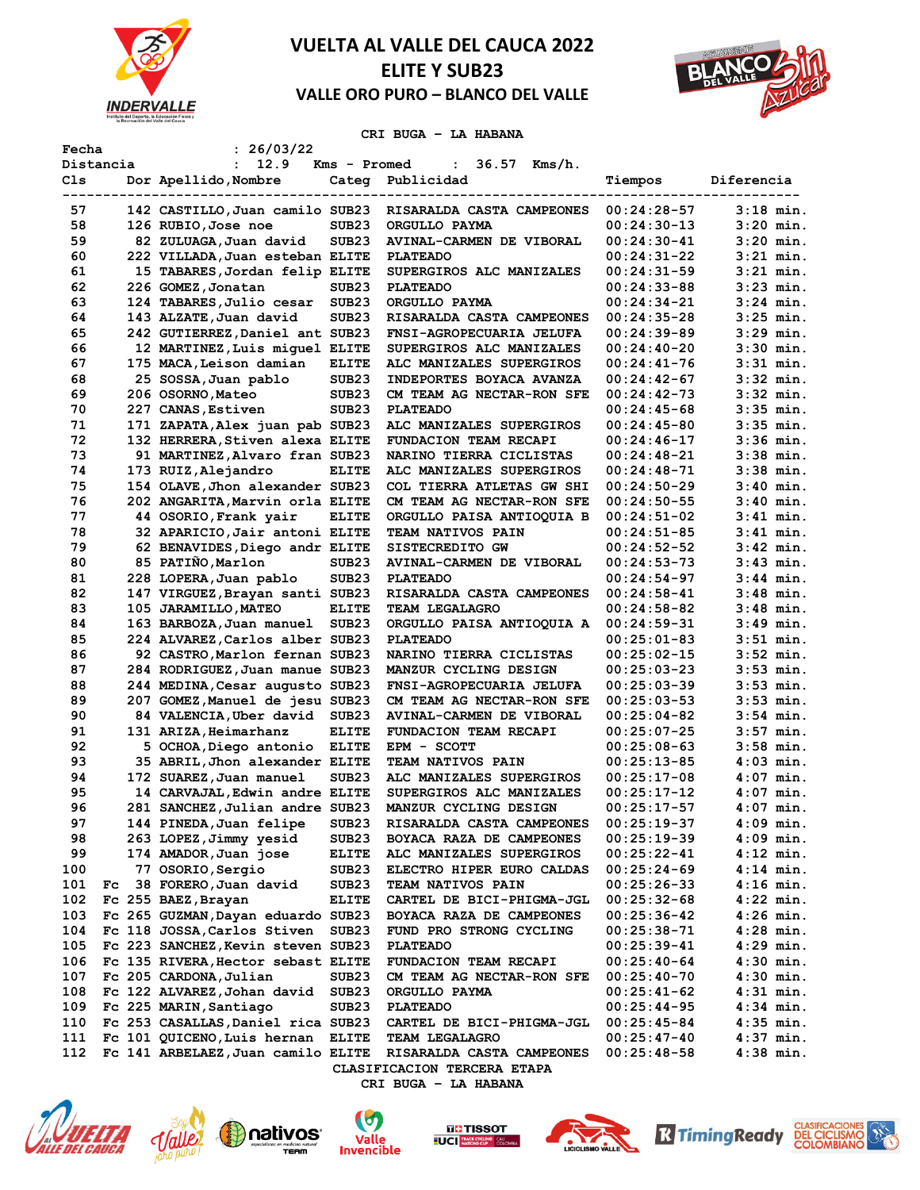# VUELTA AL VALLE DEL CAUCA 2022
## ELITE Y SUB23
### VALLE ORO PURO – BLANCO DEL VALLE

**CRI BUGA - LA HABANA**

Fecha : 26/03/22
Distancia : 12.9 Kms - Promed : 36.57 Kms/h.

| Cls | | Dor | Apellido,Nombre | Categ | Publicidad | Tiempos | Diferencia |
|---|---|---|---|---|---|---|---|
| 57 | | 142 | CASTILLO,Juan camilo | SUB23 | RISARALDA CASTA CAMPEONES | 00:24:28-57 | 3:18 min. |
| 58 | | 126 | RUBIO,Jose noe | SUB23 | ORGULLO PAYMA | 00:24:30-13 | 3:20 min. |
| 59 | | 82 | ZULUAGA,Juan david | SUB23 | AVINAL-CARMEN DE VIBORAL | 00:24:30-41 | 3:20 min. |
| 60 | | 222 | VILLADA,Juan esteban | ELITE | PLATEADO | 00:24:31-22 | 3:21 min. |
| 61 | | 15 | TABARES,Jordan felip | ELITE | SUPERGIROS ALC MANIZALES | 00:24:31-59 | 3:21 min. |
| 62 | | 226 | GOMEZ,Jonatan | SUB23 | PLATEADO | 00:24:33-88 | 3:23 min. |
| 63 | | 124 | TABARES,Julio cesar | SUB23 | ORGULLO PAYMA | 00:24:34-21 | 3:24 min. |
| 64 | | 143 | ALZATE,Juan david | SUB23 | RISARALDA CASTA CAMPEONES | 00:24:35-28 | 3:25 min. |
| 65 | | 242 | GUTIERREZ,Daniel ant | SUB23 | FNSI-AGROPECUARIA JELUFA | 00:24:39-89 | 3:29 min. |
| 66 | | 12 | MARTINEZ,Luis miguel | ELITE | SUPERGIROS ALC MANIZALES | 00:24:40-20 | 3:30 min. |
| 67 | | 175 | MACA,Leison damian | ELITE | ALC MANIZALES SUPERGIROS | 00:24:41-76 | 3:31 min. |
| 68 | | 25 | SOSSA,Juan pablo | SUB23 | INDEPORTES BOYACA AVANZA | 00:24:42-67 | 3:32 min. |
| 69 | | 206 | OSORNO,Mateo | SUB23 | CM TEAM AG NECTAR-RON SFE | 00:24:42-73 | 3:32 min. |
| 70 | | 227 | CANAS,Estiven | SUB23 | PLATEADO | 00:24:45-68 | 3:35 min. |
| 71 | | 171 | ZAPATA,Alex juan pab | SUB23 | ALC MANIZALES SUPERGIROS | 00:24:45-80 | 3:35 min. |
| 72 | | 132 | HERRERA,Stiven alexa | ELITE | FUNDACION TEAM RECAPI | 00:24:46-17 | 3:36 min. |
| 73 | | 91 | MARTINEZ,Alvaro fran | SUB23 | NARINO TIERRA CICLISTAS | 00:24:48-21 | 3:38 min. |
| 74 | | 173 | RUIZ,Alejandro | ELITE | ALC MANIZALES SUPERGIROS | 00:24:48-71 | 3:38 min. |
| 75 | | 154 | OLAVE,Jhon alexander | SUB23 | COL TIERRA ATLETAS GW SHI | 00:24:50-29 | 3:40 min. |
| 76 | | 202 | ANGARITA,Marvin orla | ELITE | CM TEAM AG NECTAR-RON SFE | 00:24:50-55 | 3:40 min. |
| 77 | | 44 | OSORIO,Frank yair | ELITE | ORGULLO PAISA ANTIOQUIA B | 00:24:51-02 | 3:41 min. |
| 78 | | 32 | APARICIO,Jair antoni | ELITE | TEAM NATIVOS PAIN | 00:24:51-85 | 3:41 min. |
| 79 | | 62 | BENAVIDES,Diego andr | ELITE | SISTECREDITO GW | 00:24:52-52 | 3:42 min. |
| 80 | | 85 | PATIÑO,Marlon | SUB23 | AVINAL-CARMEN DE VIBORAL | 00:24:53-73 | 3:43 min. |
| 81 | | 228 | LOPERA,Juan pablo | SUB23 | PLATEADO | 00:24:54-97 | 3:44 min. |
| 82 | | 147 | VIRGUEZ,Brayan santi | SUB23 | RISARALDA CASTA CAMPEONES | 00:24:58-41 | 3:48 min. |
| 83 | | 105 | JARAMILLO,MATEO | ELITE | TEAM LEGALAGRO | 00:24:58-82 | 3:48 min. |
| 84 | | 163 | BARBOZA,Juan manuel | SUB23 | ORGULLO PAISA ANTIOQUIA A | 00:24:59-31 | 3:49 min. |
| 85 | | 224 | ALVAREZ,Carlos alber | SUB23 | PLATEADO | 00:25:01-83 | 3:51 min. |
| 86 | | 92 | CASTRO,Marlon fernan | SUB23 | NARINO TIERRA CICLISTAS | 00:25:02-15 | 3:52 min. |
| 87 | | 284 | RODRIGUEZ,Juan manue | SUB23 | MANZUR CYCLING DESIGN | 00:25:03-23 | 3:53 min. |
| 88 | | 244 | MEDINA,Cesar augusto | SUB23 | FNSI-AGROPECUARIA JELUFA | 00:25:03-39 | 3:53 min. |
| 89 | | 207 | GOMEZ,Manuel de jesu | SUB23 | CM TEAM AG NECTAR-RON SFE | 00:25:03-53 | 3:53 min. |
| 90 | | 84 | VALENCIA,Uber david | SUB23 | AVINAL-CARMEN DE VIBORAL | 00:25:04-82 | 3:54 min. |
| 91 | | 131 | ARIZA,Heimarhanz | ELITE | FUNDACION TEAM RECAPI | 00:25:07-25 | 3:57 min. |
| 92 | | 5 | OCHOA,Diego antonio | ELITE | EPM - SCOTT | 00:25:08-63 | 3:58 min. |
| 93 | | 35 | ABRIL,Jhon alexander | ELITE | TEAM NATIVOS PAIN | 00:25:13-85 | 4:03 min. |
| 94 | | 172 | SUAREZ,Juan manuel | SUB23 | ALC MANIZALES SUPERGIROS | 00:25:17-08 | 4:07 min. |
| 95 | | 14 | CARVAJAL,Edwin andre | ELITE | SUPERGIROS ALC MANIZALES | 00:25:17-12 | 4:07 min. |
| 96 | | 281 | SANCHEZ,Julian andre | SUB23 | MANZUR CYCLING DESIGN | 00:25:17-57 | 4:07 min. |
| 97 | | 144 | PINEDA,Juan felipe | SUB23 | RISARALDA CASTA CAMPEONES | 00:25:19-37 | 4:09 min. |
| 98 | | 263 | LOPEZ,Jimmy yesid | SUB23 | BOYACA RAZA DE CAMPEONES | 00:25:19-39 | 4:09 min. |
| 99 | | 174 | AMADOR,Juan jose | ELITE | ALC MANIZALES SUPERGIROS | 00:25:22-41 | 4:12 min. |
| 100 | | 77 | OSORIO,Sergio | SUB23 | ELECTRO HIPER EURO CALDAS | 00:25:24-69 | 4:14 min. |
| 101 | Fc | 38 | FORERO,Juan david | SUB23 | TEAM NATIVOS PAIN | 00:25:26-33 | 4:16 min. |
| 102 | Fc | 255 | BAEZ,Brayan | ELITE | CARTEL DE BICI-PHIGMA-JGL | 00:25:32-68 | 4:22 min. |
| 103 | Fc | 265 | GUZMAN,Dayan eduardo | SUB23 | BOYACA RAZA DE CAMPEONES | 00:25:36-42 | 4:26 min. |
| 104 | Fc | 118 | JOSSA,Carlos Stiven | SUB23 | FUND PRO STRONG CYCLING | 00:25:38-71 | 4:28 min. |
| 105 | Fc | 223 | SANCHEZ,Kevin steven | SUB23 | PLATEADO | 00:25:39-41 | 4:29 min. |
| 106 | Fc | 135 | RIVERA,Hector sebast | ELITE | FUNDACION TEAM RECAPI | 00:25:40-64 | 4:30 min. |
| 107 | Fc | 205 | CARDONA,Julian | SUB23 | CM TEAM AG NECTAR-RON SFE | 00:25:40-70 | 4:30 min. |
| 108 | Fc | 122 | ALVAREZ,Johan david | SUB23 | ORGULLO PAYMA | 00:25:41-62 | 4:31 min. |
| 109 | Fc | 225 | MARIN,Santiago | SUB23 | PLATEADO | 00:25:44-95 | 4:34 min. |
| 110 | Fc | 253 | CASALLAS,Daniel rica | SUB23 | CARTEL DE BICI-PHIGMA-JGL | 00:25:45-84 | 4:35 min. |
| 111 | Fc | 101 | QUICENO,Luis hernan | ELITE | TEAM LEGALAGRO | 00:25:47-40 | 4:37 min. |
| 112 | Fc | 141 | ARBELAEZ,Juan camilo | ELITE | RISARALDA CASTA CAMPEONES | 00:25:48-58 | 4:38 min. |

CLASIFICACION TERCERA ETAPA
CRI BUGA - LA HABANA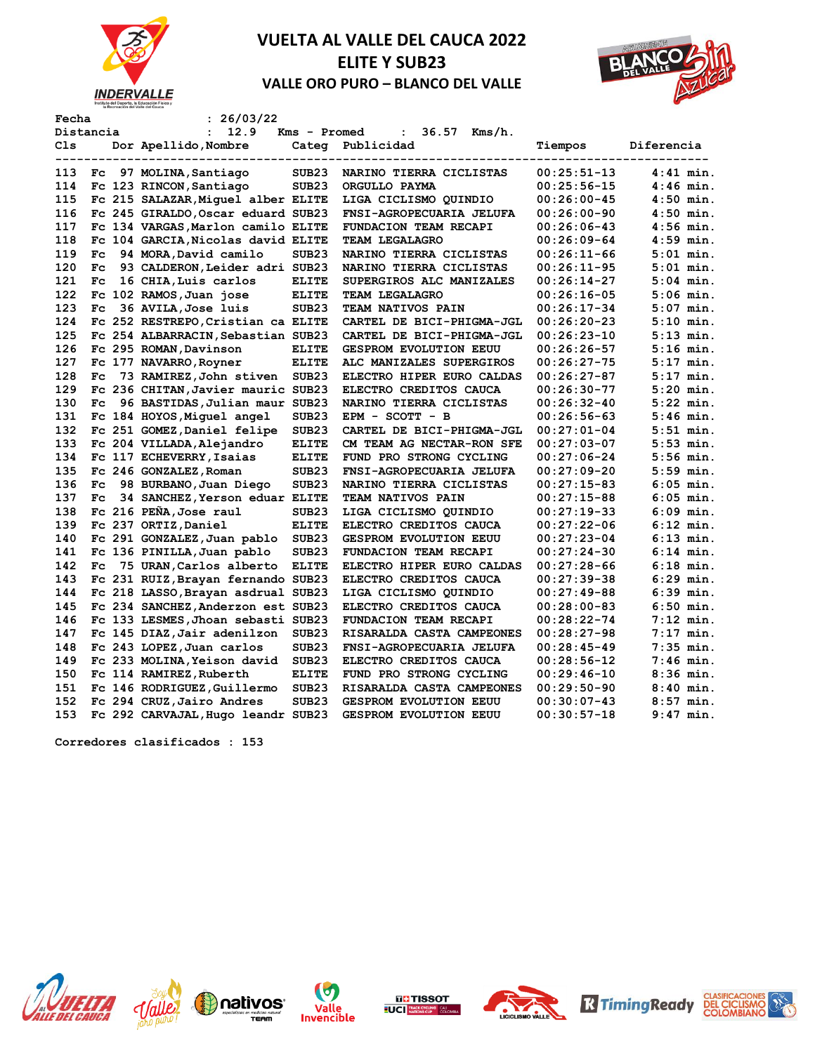# VUELTA AL VALLE DEL CAUCA 2022

## ELITE Y SUB23

### VALLE ORO PURO – BLANCO DEL VALLE

Fecha : 26/03/22
Distancia : 12.9 Kms - Promed : 36.57 Kms/h.

| Cls | | Dor | Apellido,Nombre | Categ | Publicidad | Tiempos | Diferencia |
|---|---|---|---|---|---|---|---|
| 113 | Fc | 97 | MOLINA,Santiago | SUB23 | NARINO TIERRA CICLISTAS | 00:25:51-13 | 4:41 min. |
| 114 | Fc | 123 | RINCON,Santiago | SUB23 | ORGULLO PAYMA | 00:25:56-15 | 4:46 min. |
| 115 | Fc | 215 | SALAZAR,Miguel alber | ELITE | LIGA CICLISMO QUINDIO | 00:26:00-45 | 4:50 min. |
| 116 | Fc | 245 | GIRALDO,Oscar eduard | SUB23 | FNSI-AGROPECUARIA JELUFA | 00:26:00-90 | 4:50 min. |
| 117 | Fc | 134 | VARGAS,Marlon camilo | ELITE | FUNDACION TEAM RECAPI | 00:26:06-43 | 4:56 min. |
| 118 | Fc | 104 | GARCIA,Nicolas david | ELITE | TEAM LEGALAGRO | 00:26:09-64 | 4:59 min. |
| 119 | Fc | 94 | MORA,David camilo | SUB23 | NARINO TIERRA CICLISTAS | 00:26:11-66 | 5:01 min. |
| 120 | Fc | 93 | CALDERON,Leider adri | SUB23 | NARINO TIERRA CICLISTAS | 00:26:11-95 | 5:01 min. |
| 121 | Fc | 16 | CHIA,Luis carlos | ELITE | SUPERGIROS ALC MANIZALES | 00:26:14-27 | 5:04 min. |
| 122 | Fc | 102 | RAMOS,Juan jose | ELITE | TEAM LEGALAGRO | 00:26:16-05 | 5:06 min. |
| 123 | Fc | 36 | AVILA,Jose luis | SUB23 | TEAM NATIVOS PAIN | 00:26:17-34 | 5:07 min. |
| 124 | Fc | 252 | RESTREPO,Cristian ca | ELITE | CARTEL DE BICI-PHIGMA-JGL | 00:26:20-23 | 5:10 min. |
| 125 | Fc | 254 | ALBARRACIN,Sebastian | SUB23 | CARTEL DE BICI-PHIGMA-JGL | 00:26:23-10 | 5:13 min. |
| 126 | Fc | 295 | ROMAN,Davinson | ELITE | GESPROM EVOLUTION EEUU | 00:26:26-57 | 5:16 min. |
| 127 | Fc | 177 | NAVARRO,Royner | ELITE | ALC MANIZALES SUPERGIROS | 00:26:27-75 | 5:17 min. |
| 128 | Fc | 73 | RAMIREZ,John stiven | SUB23 | ELECTRO HIPER EURO CALDAS | 00:26:27-87 | 5:17 min. |
| 129 | Fc | 236 | CHITAN,Javier mauric | SUB23 | ELECTRO CREDITOS CAUCA | 00:26:30-77 | 5:20 min. |
| 130 | Fc | 96 | BASTIDAS,Julian maur | SUB23 | NARINO TIERRA CICLISTAS | 00:26:32-40 | 5:22 min. |
| 131 | Fc | 184 | HOYOS,Miguel angel | SUB23 | EPM - SCOTT - B | 00:26:56-63 | 5:46 min. |
| 132 | Fc | 251 | GOMEZ,Daniel felipe | SUB23 | CARTEL DE BICI-PHIGMA-JGL | 00:27:01-04 | 5:51 min. |
| 133 | Fc | 204 | VILLADA,Alejandro | ELITE | CM TEAM AG NECTAR-RON SFE | 00:27:03-07 | 5:53 min. |
| 134 | Fc | 117 | ECHEVERRY,Isaias | ELITE | FUND PRO STRONG CYCLING | 00:27:06-24 | 5:56 min. |
| 135 | Fc | 246 | GONZALEZ,Roman | SUB23 | FNSI-AGROPECUARIA JELUFA | 00:27:09-20 | 5:59 min. |
| 136 | Fc | 98 | BURBANO,Juan Diego | SUB23 | NARINO TIERRA CICLISTAS | 00:27:15-83 | 6:05 min. |
| 137 | Fc | 34 | SANCHEZ,Yerson eduar | ELITE | TEAM NATIVOS PAIN | 00:27:15-88 | 6:05 min. |
| 138 | Fc | 216 | PEÑA,Jose raul | SUB23 | LIGA CICLISMO QUINDIO | 00:27:19-33 | 6:09 min. |
| 139 | Fc | 237 | ORTIZ,Daniel | ELITE | ELECTRO CREDITOS CAUCA | 00:27:22-06 | 6:12 min. |
| 140 | Fc | 291 | GONZALEZ,Juan pablo | SUB23 | GESPROM EVOLUTION EEUU | 00:27:23-04 | 6:13 min. |
| 141 | Fc | 136 | PINILLA,Juan pablo | SUB23 | FUNDACION TEAM RECAPI | 00:27:24-30 | 6:14 min. |
| 142 | Fc | 75 | URAN,Carlos alberto | ELITE | ELECTRO HIPER EURO CALDAS | 00:27:28-66 | 6:18 min. |
| 143 | Fc | 231 | RUIZ,Brayan fernando | SUB23 | ELECTRO CREDITOS CAUCA | 00:27:39-38 | 6:29 min. |
| 144 | Fc | 218 | LASSO,Brayan asdrual | SUB23 | LIGA CICLISMO QUINDIO | 00:27:49-88 | 6:39 min. |
| 145 | Fc | 234 | SANCHEZ,Anderzon est | SUB23 | ELECTRO CREDITOS CAUCA | 00:28:00-83 | 6:50 min. |
| 146 | Fc | 133 | LESMES,Jhoan sebasti | SUB23 | FUNDACION TEAM RECAPI | 00:28:22-74 | 7:12 min. |
| 147 | Fc | 145 | DIAZ,Jair adenilzon | SUB23 | RISARALDA CASTA CAMPEONES | 00:28:27-98 | 7:17 min. |
| 148 | Fc | 243 | LOPEZ,Juan carlos | SUB23 | FNSI-AGROPECUARIA JELUFA | 00:28:45-49 | 7:35 min. |
| 149 | Fc | 233 | MOLINA,Yeison david | SUB23 | ELECTRO CREDITOS CAUCA | 00:28:56-12 | 7:46 min. |
| 150 | Fc | 114 | RAMIREZ,Ruberth | ELITE | FUND PRO STRONG CYCLING | 00:29:46-10 | 8:36 min. |
| 151 | Fc | 146 | RODRIGUEZ,Guillermo | SUB23 | RISARALDA CASTA CAMPEONES | 00:29:50-90 | 8:40 min. |
| 152 | Fc | 294 | CRUZ,Jairo Andres | SUB23 | GESPROM EVOLUTION EEUU | 00:30:07-43 | 8:57 min. |
| 153 | Fc | 292 | CARVAJAL,Hugo leandr | SUB23 | GESPROM EVOLUTION EEUU | 00:30:57-18 | 9:47 min. |

Corredores clasificados : 153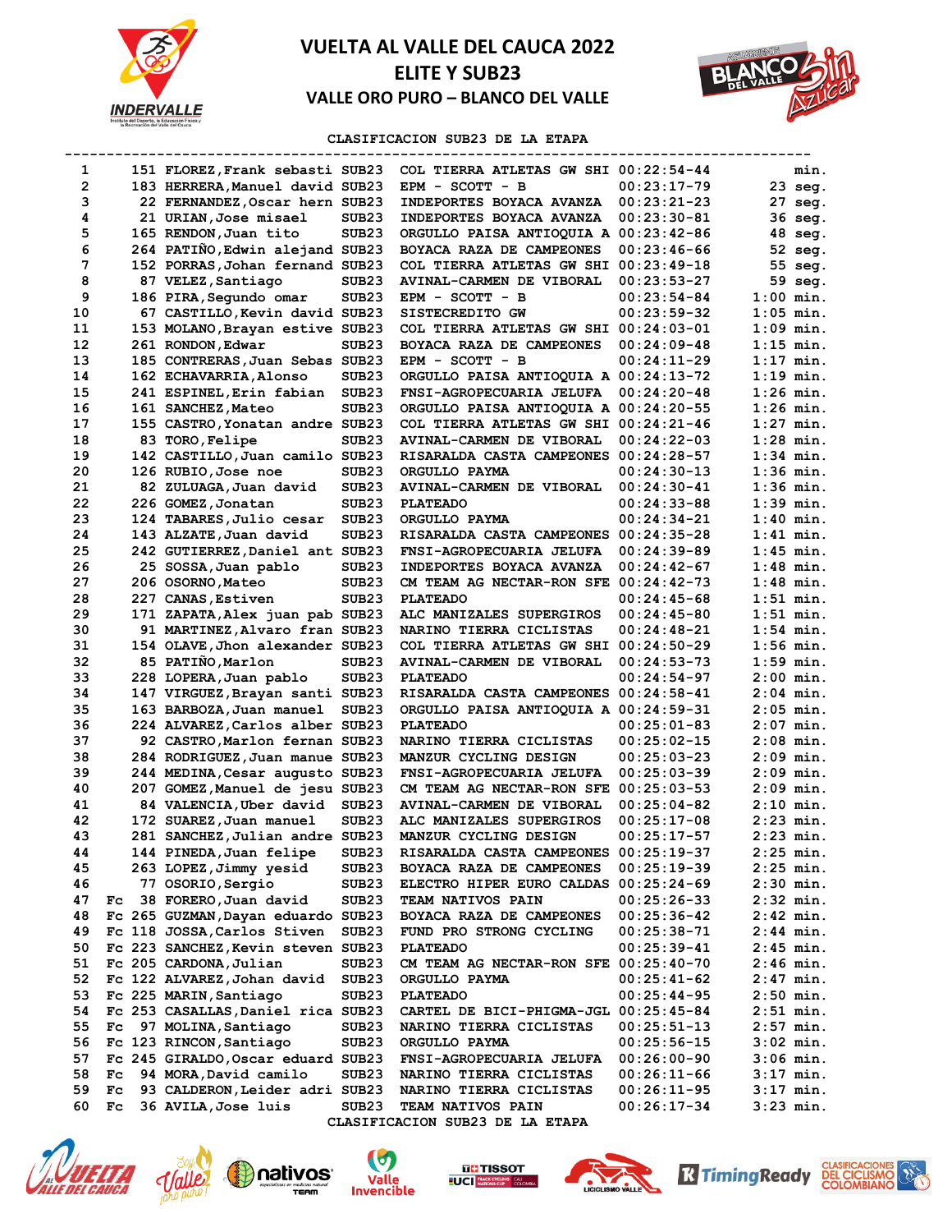# VUELTA AL VALLE DEL CAUCA 2022

## ELITE Y SUB23

### VALLE ORO PURO – BLANCO DEL VALLE

**CLASIFICACION SUB23 DE LA ETAPA**

| Pos | | Dorsal | Nombre | Cat | Equipo | Tiempo | Dif |
|---|---|---|---|---|---|---|---|
| 1 | | 151 | FLOREZ,Frank sebasti | SUB23 | COL TIERRA ATLETAS GW SHI | 00:22:54-44 | min. |
| 2 | | 183 | HERRERA,Manuel david | SUB23 | EPM - SCOTT - B | 00:23:17-79 | 23 seg. |
| 3 | | 22 | FERNANDEZ,Oscar hern | SUB23 | INDEPORTES BOYACA AVANZA | 00:23:21-23 | 27 seg. |
| 4 | | 21 | URIAN,Jose misael | SUB23 | INDEPORTES BOYACA AVANZA | 00:23:30-81 | 36 seg. |
| 5 | | 165 | RENDON,Juan tito | SUB23 | ORGULLO PAISA ANTIOQUIA A | 00:23:42-86 | 48 seg. |
| 6 | | 264 | PATIÑO,Edwin alejand | SUB23 | BOYACA RAZA DE CAMPEONES | 00:23:46-66 | 52 seg. |
| 7 | | 152 | PORRAS,Johan fernand | SUB23 | COL TIERRA ATLETAS GW SHI | 00:23:49-18 | 55 seg. |
| 8 | | 87 | VELEZ,Santiago | SUB23 | AVINAL-CARMEN DE VIBORAL | 00:23:53-27 | 59 seg. |
| 9 | | 186 | PIRA,Segundo omar | SUB23 | EPM - SCOTT - B | 00:23:54-84 | 1:00 min. |
| 10 | | 67 | CASTILLO,Kevin david | SUB23 | SISTECREDITO GW | 00:23:59-32 | 1:05 min. |
| 11 | | 153 | MOLANO,Brayan estive | SUB23 | COL TIERRA ATLETAS GW SHI | 00:24:03-01 | 1:09 min. |
| 12 | | 261 | RONDON,Edwar | SUB23 | BOYACA RAZA DE CAMPEONES | 00:24:09-48 | 1:15 min. |
| 13 | | 185 | CONTRERAS,Juan Sebas | SUB23 | EPM - SCOTT - B | 00:24:11-29 | 1:17 min. |
| 14 | | 162 | ECHAVARRIA,Alonso | SUB23 | ORGULLO PAISA ANTIOQUIA A | 00:24:13-72 | 1:19 min. |
| 15 | | 241 | ESPINEL,Erin fabian | SUB23 | FNSI-AGROPECUARIA JELUFA | 00:24:20-48 | 1:26 min. |
| 16 | | 161 | SANCHEZ,Mateo | SUB23 | ORGULLO PAISA ANTIOQUIA A | 00:24:20-55 | 1:26 min. |
| 17 | | 155 | CASTRO,Yonatan andre | SUB23 | COL TIERRA ATLETAS GW SHI | 00:24:21-46 | 1:27 min. |
| 18 | | 83 | TORO,Felipe | SUB23 | AVINAL-CARMEN DE VIBORAL | 00:24:22-03 | 1:28 min. |
| 19 | | 142 | CASTILLO,Juan camilo | SUB23 | RISARALDA CASTA CAMPEONES | 00:24:28-57 | 1:34 min. |
| 20 | | 126 | RUBIO,Jose noe | SUB23 | ORGULLO PAYMA | 00:24:30-13 | 1:36 min. |
| 21 | | 82 | ZULUAGA,Juan david | SUB23 | AVINAL-CARMEN DE VIBORAL | 00:24:30-41 | 1:36 min. |
| 22 | | 226 | GOMEZ,Jonatan | SUB23 | PLATEADO | 00:24:33-88 | 1:39 min. |
| 23 | | 124 | TABARES,Julio cesar | SUB23 | ORGULLO PAYMA | 00:24:34-21 | 1:40 min. |
| 24 | | 143 | ALZATE,Juan david | SUB23 | RISARALDA CASTA CAMPEONES | 00:24:35-28 | 1:41 min. |
| 25 | | 242 | GUTIERREZ,Daniel ant | SUB23 | FNSI-AGROPECUARIA JELUFA | 00:24:39-89 | 1:45 min. |
| 26 | | 25 | SOSSA,Juan pablo | SUB23 | INDEPORTES BOYACA AVANZA | 00:24:42-67 | 1:48 min. |
| 27 | | 206 | OSORNO,Mateo | SUB23 | CM TEAM AG NECTAR-RON SFE | 00:24:42-73 | 1:48 min. |
| 28 | | 227 | CANAS,Estiven | SUB23 | PLATEADO | 00:24:45-68 | 1:51 min. |
| 29 | | 171 | ZAPATA,Alex juan pab | SUB23 | ALC MANIZALES SUPERGIROS | 00:24:45-80 | 1:51 min. |
| 30 | | 91 | MARTINEZ,Alvaro fran | SUB23 | NARINO TIERRA CICLISTAS | 00:24:48-21 | 1:54 min. |
| 31 | | 154 | OLAVE,Jhon alexander | SUB23 | COL TIERRA ATLETAS GW SHI | 00:24:50-29 | 1:56 min. |
| 32 | | 85 | PATIÑO,Marlon | SUB23 | AVINAL-CARMEN DE VIBORAL | 00:24:53-73 | 1:59 min. |
| 33 | | 228 | LOPERA,Juan pablo | SUB23 | PLATEADO | 00:24:54-97 | 2:00 min. |
| 34 | | 147 | VIRGUEZ,Brayan santi | SUB23 | RISARALDA CASTA CAMPEONES | 00:24:58-41 | 2:04 min. |
| 35 | | 163 | BARBOZA,Juan manuel | SUB23 | ORGULLO PAISA ANTIOQUIA A | 00:24:59-31 | 2:05 min. |
| 36 | | 224 | ALVAREZ,Carlos alber | SUB23 | PLATEADO | 00:25:01-83 | 2:07 min. |
| 37 | | 92 | CASTRO,Marlon fernan | SUB23 | NARINO TIERRA CICLISTAS | 00:25:02-15 | 2:08 min. |
| 38 | | 284 | RODRIGUEZ,Juan manue | SUB23 | MANZUR CYCLING DESIGN | 00:25:03-23 | 2:09 min. |
| 39 | | 244 | MEDINA,Cesar augusto | SUB23 | FNSI-AGROPECUARIA JELUFA | 00:25:03-39 | 2:09 min. |
| 40 | | 207 | GOMEZ,Manuel de jesu | SUB23 | CM TEAM AG NECTAR-RON SFE | 00:25:03-53 | 2:09 min. |
| 41 | | 84 | VALENCIA,Uber david | SUB23 | AVINAL-CARMEN DE VIBORAL | 00:25:04-82 | 2:10 min. |
| 42 | | 172 | SUAREZ,Juan manuel | SUB23 | ALC MANIZALES SUPERGIROS | 00:25:17-08 | 2:23 min. |
| 43 | | 281 | SANCHEZ,Julian andre | SUB23 | MANZUR CYCLING DESIGN | 00:25:17-57 | 2:23 min. |
| 44 | | 144 | PINEDA,Juan felipe | SUB23 | RISARALDA CASTA CAMPEONES | 00:25:19-37 | 2:25 min. |
| 45 | | 263 | LOPEZ,Jimmy yesid | SUB23 | BOYACA RAZA DE CAMPEONES | 00:25:19-39 | 2:25 min. |
| 46 | | 77 | OSORIO,Sergio | SUB23 | ELECTRO HIPER EURO CALDAS | 00:25:24-69 | 2:30 min. |
| 47 | Fc | 38 | FORERO,Juan david | SUB23 | TEAM NATIVOS PAIN | 00:25:26-33 | 2:32 min. |
| 48 | Fc | 265 | GUZMAN,Dayan eduardo | SUB23 | BOYACA RAZA DE CAMPEONES | 00:25:36-42 | 2:42 min. |
| 49 | Fc | 118 | JOSSA,Carlos Stiven | SUB23 | FUND PRO STRONG CYCLING | 00:25:38-71 | 2:44 min. |
| 50 | Fc | 223 | SANCHEZ,Kevin steven | SUB23 | PLATEADO | 00:25:39-41 | 2:45 min. |
| 51 | Fc | 205 | CARDONA,Julian | SUB23 | CM TEAM AG NECTAR-RON SFE | 00:25:40-70 | 2:46 min. |
| 52 | Fc | 122 | ALVAREZ,Johan david | SUB23 | ORGULLO PAYMA | 00:25:41-62 | 2:47 min. |
| 53 | Fc | 225 | MARIN,Santiago | SUB23 | PLATEADO | 00:25:44-95 | 2:50 min. |
| 54 | Fc | 253 | CASALLAS,Daniel rica | SUB23 | CARTEL DE BICI-PHIGMA-JGL | 00:25:45-84 | 2:51 min. |
| 55 | Fc | 97 | MOLINA,Santiago | SUB23 | NARINO TIERRA CICLISTAS | 00:25:51-13 | 2:57 min. |
| 56 | Fc | 123 | RINCON,Santiago | SUB23 | ORGULLO PAYMA | 00:25:56-15 | 3:02 min. |
| 57 | Fc | 245 | GIRALDO,Oscar eduard | SUB23 | FNSI-AGROPECUARIA JELUFA | 00:26:00-90 | 3:06 min. |
| 58 | Fc | 94 | MORA,David camilo | SUB23 | NARINO TIERRA CICLISTAS | 00:26:11-66 | 3:17 min. |
| 59 | Fc | 93 | CALDERON,Leider adri | SUB23 | NARINO TIERRA CICLISTAS | 00:26:11-95 | 3:17 min. |
| 60 | Fc | 36 | AVILA,Jose luis | SUB23 | TEAM NATIVOS PAIN | 00:26:17-34 | 3:23 min. |

**CLASIFICACION SUB23 DE LA ETAPA**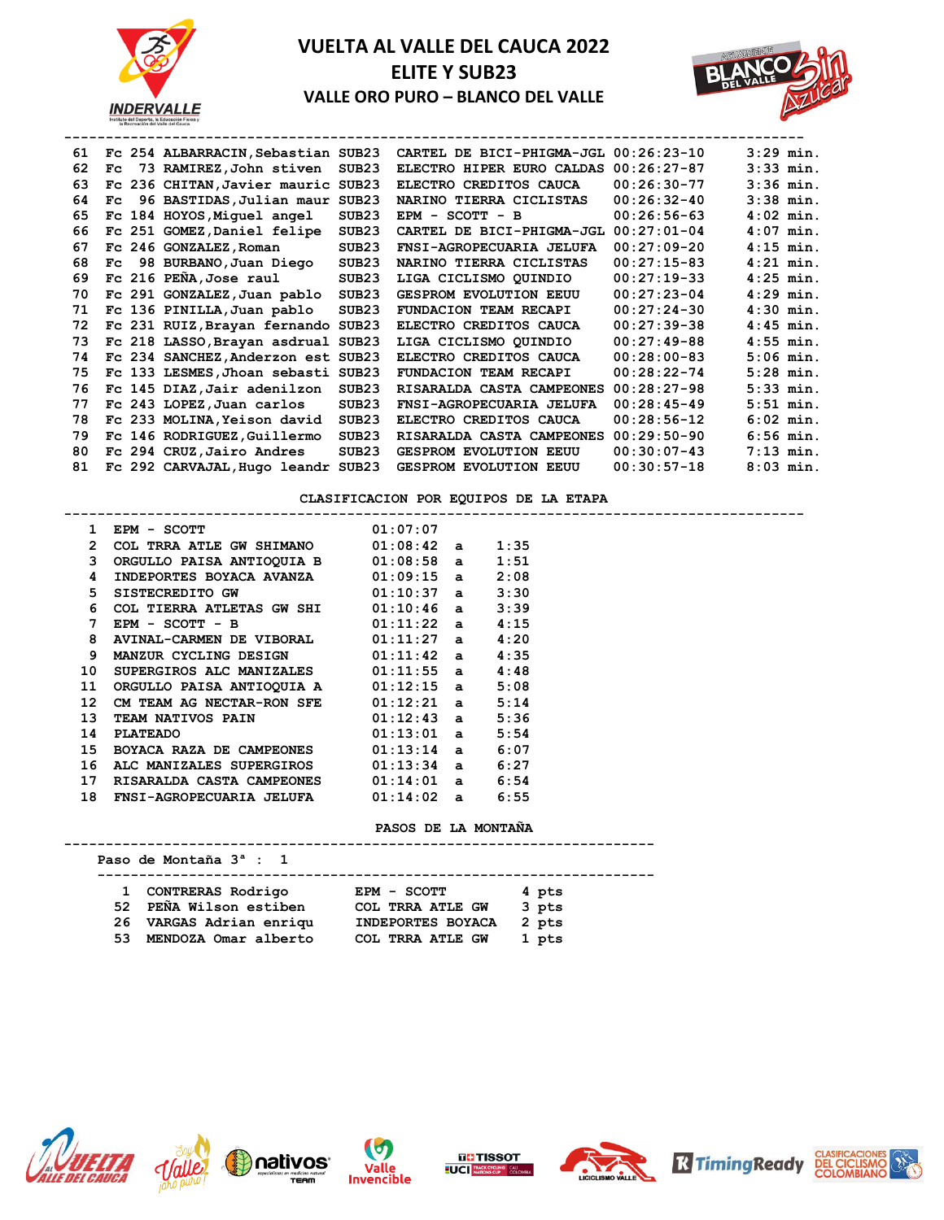# VUELTA AL VALLE DEL CAUCA 2022
## ELITE Y SUB23
### VALLE ORO PURO – BLANCO DEL VALLE

| Pos | | No. | Nombre | Cat | Equipo | Tiempo | Dif |
|---|---|---|---|---|---|---|---|
| 61 | Fc | 254 | ALBARRACIN,Sebastian | SUB23 | CARTEL DE BICI-PHIGMA-JGL | 00:26:23-10 | 3:29 min. |
| 62 | Fc | 73 | RAMIREZ,John stiven | SUB23 | ELECTRO HIPER EURO CALDAS | 00:26:27-87 | 3:33 min. |
| 63 | Fc | 236 | CHITAN,Javier mauric | SUB23 | ELECTRO CREDITOS CAUCA | 00:26:30-77 | 3:36 min. |
| 64 | Fc | 96 | BASTIDAS,Julian maur | SUB23 | NARINO TIERRA CICLISTAS | 00:26:32-40 | 3:38 min. |
| 65 | Fc | 184 | HOYOS,Miguel angel | SUB23 | EPM - SCOTT - B | 00:26:56-63 | 4:02 min. |
| 66 | Fc | 251 | GOMEZ,Daniel felipe | SUB23 | CARTEL DE BICI-PHIGMA-JGL | 00:27:01-04 | 4:07 min. |
| 67 | Fc | 246 | GONZALEZ,Roman | SUB23 | FNSI-AGROPECUARIA JELUFA | 00:27:09-20 | 4:15 min. |
| 68 | Fc | 98 | BURBANO,Juan Diego | SUB23 | NARINO TIERRA CICLISTAS | 00:27:15-83 | 4:21 min. |
| 69 | Fc | 216 | PEÑA,Jose raul | SUB23 | LIGA CICLISMO QUINDIO | 00:27:19-33 | 4:25 min. |
| 70 | Fc | 291 | GONZALEZ,Juan pablo | SUB23 | GESPROM EVOLUTION EEUU | 00:27:23-04 | 4:29 min. |
| 71 | Fc | 136 | PINILLA,Juan pablo | SUB23 | FUNDACION TEAM RECAPI | 00:27:24-30 | 4:30 min. |
| 72 | Fc | 231 | RUIZ,Brayan fernando | SUB23 | ELECTRO CREDITOS CAUCA | 00:27:39-38 | 4:45 min. |
| 73 | Fc | 218 | LASSO,Brayan asdrual | SUB23 | LIGA CICLISMO QUINDIO | 00:27:49-88 | 4:55 min. |
| 74 | Fc | 234 | SANCHEZ,Anderzon est | SUB23 | ELECTRO CREDITOS CAUCA | 00:28:00-83 | 5:06 min. |
| 75 | Fc | 133 | LESMES,Jhoan sebasti | SUB23 | FUNDACION TEAM RECAPI | 00:28:22-74 | 5:28 min. |
| 76 | Fc | 145 | DIAZ,Jair adenilzon | SUB23 | RISARALDA CASTA CAMPEONES | 00:28:27-98 | 5:33 min. |
| 77 | Fc | 243 | LOPEZ,Juan carlos | SUB23 | FNSI-AGROPECUARIA JELUFA | 00:28:45-49 | 5:51 min. |
| 78 | Fc | 233 | MOLINA,Yeison david | SUB23 | ELECTRO CREDITOS CAUCA | 00:28:56-12 | 6:02 min. |
| 79 | Fc | 146 | RODRIGUEZ,Guillermo | SUB23 | RISARALDA CASTA CAMPEONES | 00:29:50-90 | 6:56 min. |
| 80 | Fc | 294 | CRUZ,Jairo Andres | SUB23 | GESPROM EVOLUTION EEUU | 00:30:07-43 | 7:13 min. |
| 81 | Fc | 292 | CARVAJAL,Hugo leandr | SUB23 | GESPROM EVOLUTION EEUU | 00:30:57-18 | 8:03 min. |

### CLASIFICACION POR EQUIPOS DE LA ETAPA

| Pos | Equipo | Tiempo | | Dif |
|---|---|---|---|---|
| 1 | EPM - SCOTT | 01:07:07 | | |
| 2 | COL TRRA ATLE GW SHIMANO | 01:08:42 | a | 1:35 |
| 3 | ORGULLO PAISA ANTIOQUIA B | 01:08:58 | a | 1:51 |
| 4 | INDEPORTES BOYACA AVANZA | 01:09:15 | a | 2:08 |
| 5 | SISTECREDITO GW | 01:10:37 | a | 3:30 |
| 6 | COL TIERRA ATLETAS GW SHI | 01:10:46 | a | 3:39 |
| 7 | EPM - SCOTT - B | 01:11:22 | a | 4:15 |
| 8 | AVINAL-CARMEN DE VIBORAL | 01:11:27 | a | 4:20 |
| 9 | MANZUR CYCLING DESIGN | 01:11:42 | a | 4:35 |
| 10 | SUPERGIROS ALC MANIZALES | 01:11:55 | a | 4:48 |
| 11 | ORGULLO PAISA ANTIOQUIA A | 01:12:15 | a | 5:08 |
| 12 | CM TEAM AG NECTAR-RON SFE | 01:12:21 | a | 5:14 |
| 13 | TEAM NATIVOS PAIN | 01:12:43 | a | 5:36 |
| 14 | PLATEADO | 01:13:01 | a | 5:54 |
| 15 | BOYACA RAZA DE CAMPEONES | 01:13:14 | a | 6:07 |
| 16 | ALC MANIZALES SUPERGIROS | 01:13:34 | a | 6:27 |
| 17 | RISARALDA CASTA CAMPEONES | 01:14:01 | a | 6:54 |
| 18 | FNSI-AGROPECUARIA JELUFA | 01:14:02 | a | 6:55 |

### PASOS DE LA MONTAÑA

Paso de Montaña 3ª : 1

| No. | Nombre | Equipo | Puntos |
|---|---|---|---|
| 1 | CONTRERAS Rodrigo | EPM - SCOTT | 4 pts |
| 52 | PEÑA Wilson estiben | COL TRRA ATLE GW | 3 pts |
| 26 | VARGAS Adrian enriqu | INDEPORTES BOYACA | 2 pts |
| 53 | MENDOZA Omar alberto | COL TRRA ATLE GW | 1 pts |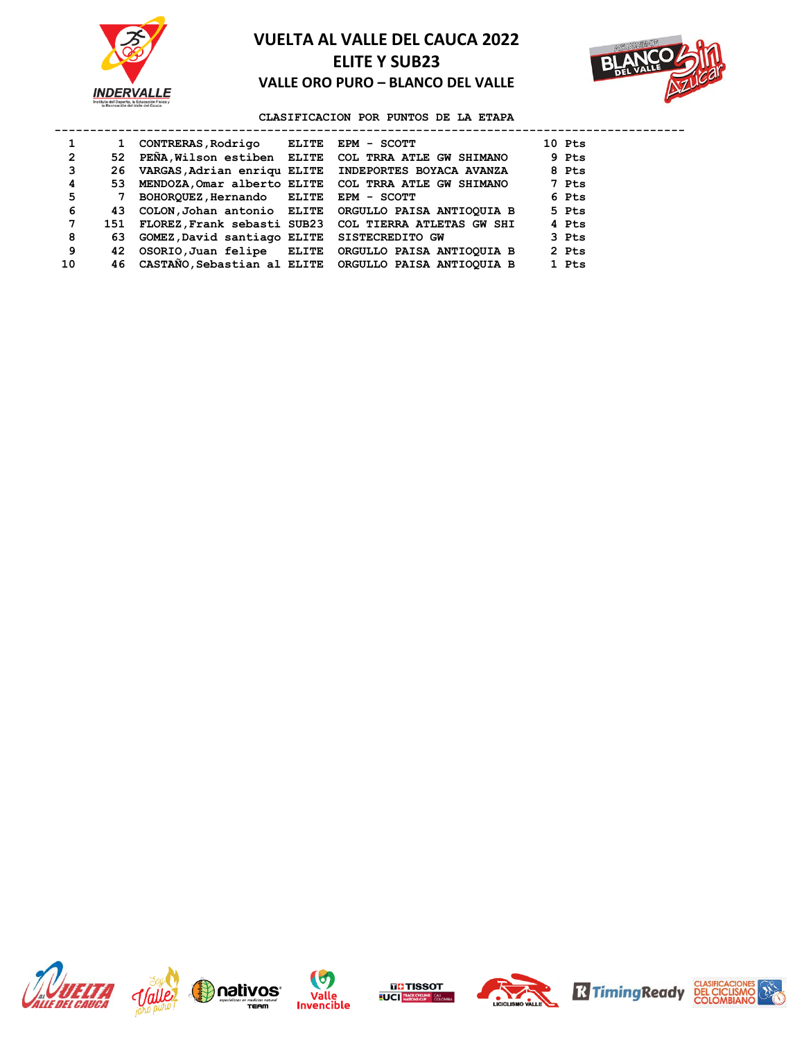# VUELTA AL VALLE DEL CAUCA 2022
## ELITE Y SUB23
### VALLE ORO PURO – BLANCO DEL VALLE

**CLASIFICACION POR PUNTOS DE LA ETAPA**

| Pos | No. | Nombre | Cat. | Equipo | Puntos |
|---|---|---|---|---|---|
| 1 | 1 | CONTRERAS,Rodrigo | ELITE | EPM - SCOTT | 10 Pts |
| 2 | 52 | PEÑA,Wilson estiben | ELITE | COL TRRA ATLE GW SHIMANO | 9 Pts |
| 3 | 26 | VARGAS,Adrian enriqu | ELITE | INDEPORTES BOYACA AVANZA | 8 Pts |
| 4 | 53 | MENDOZA,Omar alberto | ELITE | COL TRRA ATLE GW SHIMANO | 7 Pts |
| 5 | 7 | BOHORQUEZ,Hernando | ELITE | EPM - SCOTT | 6 Pts |
| 6 | 43 | COLON,Johan antonio | ELITE | ORGULLO PAISA ANTIOQUIA B | 5 Pts |
| 7 | 151 | FLOREZ,Frank sebasti | SUB23 | COL TIERRA ATLETAS GW SHI | 4 Pts |
| 8 | 63 | GOMEZ,David santiago | ELITE | SISTECREDITO GW | 3 Pts |
| 9 | 42 | OSORIO,Juan felipe | ELITE | ORGULLO PAISA ANTIOQUIA B | 2 Pts |
| 10 | 46 | CASTAÑO,Sebastian al | ELITE | ORGULLO PAISA ANTIOQUIA B | 1 Pts |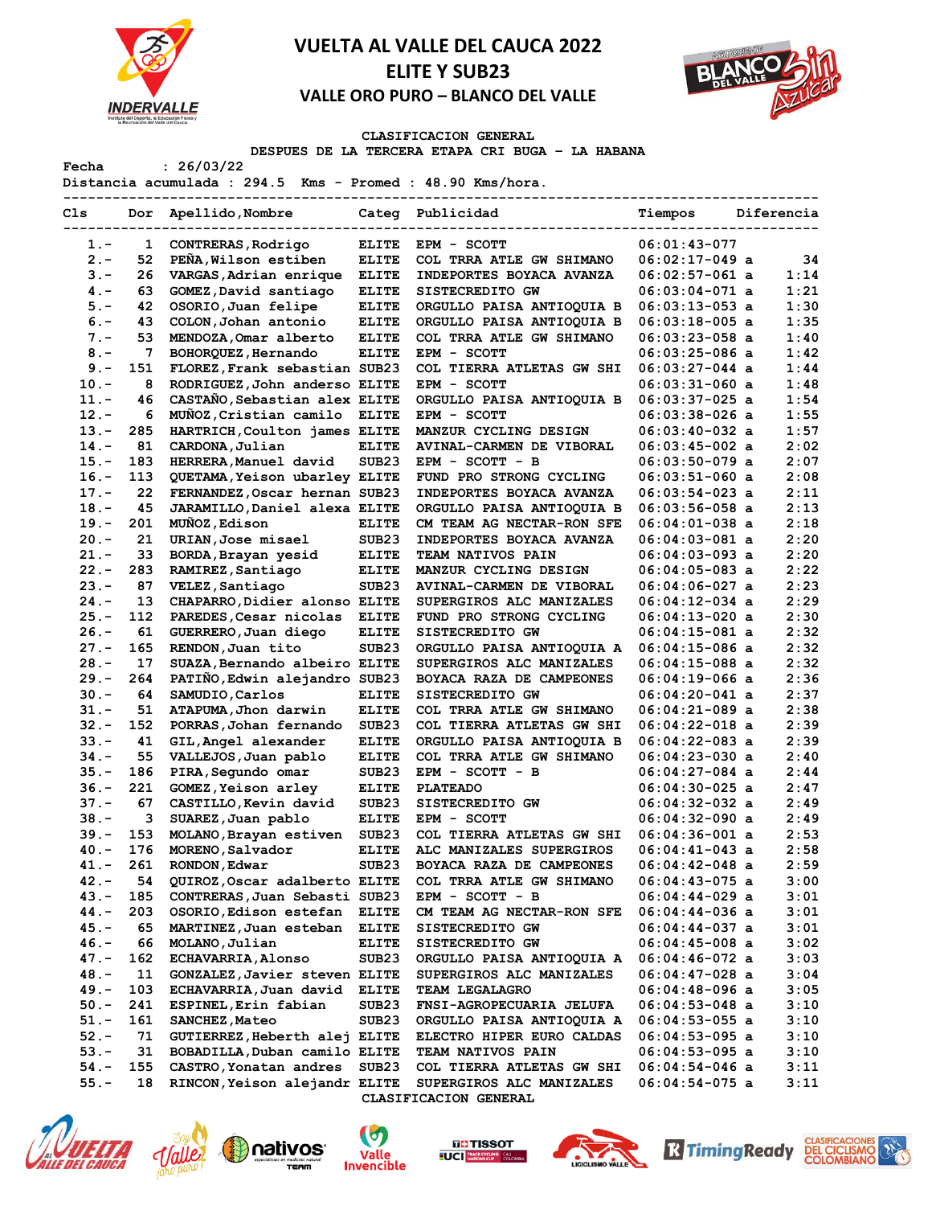# VUELTA AL VALLE DEL CAUCA 2022
## ELITE Y SUB23
### VALLE ORO PURO – BLANCO DEL VALLE

**CLASIFICACION GENERAL**

**DESPUES DE LA TERCERA ETAPA CRI BUGA - LA HABANA**

Fecha : 26/03/22

Distancia acumulada : 294.5 Kms - Promed : 48.90 Kms/hora.

| Cls | Dor | Apellido,Nombre | Categ | Publicidad | Tiempos | Diferencia |
|---|---|---|---|---|---|---|
| 1.- | 1 | CONTRERAS,Rodrigo | ELITE | EPM - SCOTT | 06:01:43-077 | |
| 2.- | 52 | PEÑA,Wilson estiben | ELITE | COL TRRA ATLE GW SHIMANO | 06:02:17-049 a | 34 |
| 3.- | 26 | VARGAS,Adrian enrique | ELITE | INDEPORTES BOYACA AVANZA | 06:02:57-061 a | 1:14 |
| 4.- | 63 | GOMEZ,David santiago | ELITE | SISTECREDITO GW | 06:03:04-071 a | 1:21 |
| 5.- | 42 | OSORIO,Juan felipe | ELITE | ORGULLO PAISA ANTIOQUIA B | 06:03:13-053 a | 1:30 |
| 6.- | 43 | COLON,Johan antonio | ELITE | ORGULLO PAISA ANTIOQUIA B | 06:03:18-005 a | 1:35 |
| 7.- | 53 | MENDOZA,Omar alberto | ELITE | COL TRRA ATLE GW SHIMANO | 06:03:23-058 a | 1:40 |
| 8.- | 7 | BOHORQUEZ,Hernando | ELITE | EPM - SCOTT | 06:03:25-086 a | 1:42 |
| 9.- | 151 | FLOREZ,Frank sebastian | SUB23 | COL TIERRA ATLETAS GW SHI | 06:03:27-044 a | 1:44 |
| 10.- | 8 | RODRIGUEZ,John anderso | ELITE | EPM - SCOTT | 06:03:31-060 a | 1:48 |
| 11.- | 46 | CASTAÑO,Sebastian alex | ELITE | ORGULLO PAISA ANTIOQUIA B | 06:03:37-025 a | 1:54 |
| 12.- | 6 | MUÑOZ,Cristian camilo | ELITE | EPM - SCOTT | 06:03:38-026 a | 1:55 |
| 13.- | 285 | HARTRICH,Coulton james | ELITE | MANZUR CYCLING DESIGN | 06:03:40-032 a | 1:57 |
| 14.- | 81 | CARDONA,Julian | ELITE | AVINAL-CARMEN DE VIBORAL | 06:03:45-002 a | 2:02 |
| 15.- | 183 | HERRERA,Manuel david | SUB23 | EPM - SCOTT - B | 06:03:50-079 a | 2:07 |
| 16.- | 113 | QUETAMA,Yeison ubarley | ELITE | FUND PRO STRONG CYCLING | 06:03:51-060 a | 2:08 |
| 17.- | 22 | FERNANDEZ,Oscar hernan | SUB23 | INDEPORTES BOYACA AVANZA | 06:03:54-023 a | 2:11 |
| 18.- | 45 | JARAMILLO,Daniel alexa | ELITE | ORGULLO PAISA ANTIOQUIA B | 06:03:56-058 a | 2:13 |
| 19.- | 201 | MUÑOZ,Edison | ELITE | CM TEAM AG NECTAR-RON SFE | 06:04:01-038 a | 2:18 |
| 20.- | 21 | URIAN,Jose misael | SUB23 | INDEPORTES BOYACA AVANZA | 06:04:03-081 a | 2:20 |
| 21.- | 33 | BORDA,Brayan yesid | ELITE | TEAM NATIVOS PAIN | 06:04:03-093 a | 2:20 |
| 22.- | 283 | RAMIREZ,Santiago | ELITE | MANZUR CYCLING DESIGN | 06:04:05-083 a | 2:22 |
| 23.- | 87 | VELEZ,Santiago | SUB23 | AVINAL-CARMEN DE VIBORAL | 06:04:06-027 a | 2:23 |
| 24.- | 13 | CHAPARRO,Didier alonso | ELITE | SUPERGIROS ALC MANIZALES | 06:04:12-034 a | 2:29 |
| 25.- | 112 | PAREDES,Cesar nicolas | ELITE | FUND PRO STRONG CYCLING | 06:04:13-020 a | 2:30 |
| 26.- | 61 | GUERRERO,Juan diego | ELITE | SISTECREDITO GW | 06:04:15-081 a | 2:32 |
| 27.- | 165 | RENDON,Juan tito | SUB23 | ORGULLO PAISA ANTIOQUIA A | 06:04:15-086 a | 2:32 |
| 28.- | 17 | SUAZA,Bernando albeiro | ELITE | SUPERGIROS ALC MANIZALES | 06:04:15-088 a | 2:32 |
| 29.- | 264 | PATIÑO,Edwin alejandro | SUB23 | BOYACA RAZA DE CAMPEONES | 06:04:19-066 a | 2:36 |
| 30.- | 64 | SAMUDIO,Carlos | ELITE | SISTECREDITO GW | 06:04:20-041 a | 2:37 |
| 31.- | 51 | ATAPUMA,Jhon darwin | ELITE | COL TRRA ATLE GW SHIMANO | 06:04:21-089 a | 2:38 |
| 32.- | 152 | PORRAS,Johan fernando | SUB23 | COL TIERRA ATLETAS GW SHI | 06:04:22-018 a | 2:39 |
| 33.- | 41 | GIL,Angel alexander | ELITE | ORGULLO PAISA ANTIOQUIA B | 06:04:22-083 a | 2:39 |
| 34.- | 55 | VALLEJOS,Juan pablo | ELITE | COL TRRA ATLE GW SHIMANO | 06:04:23-030 a | 2:40 |
| 35.- | 186 | PIRA,Segundo omar | SUB23 | EPM - SCOTT - B | 06:04:27-084 a | 2:44 |
| 36.- | 221 | GOMEZ,Yeison arley | ELITE | PLATEADO | 06:04:30-025 a | 2:47 |
| 37.- | 67 | CASTILLO,Kevin david | SUB23 | SISTECREDITO GW | 06:04:32-032 a | 2:49 |
| 38.- | 3 | SUAREZ,Juan pablo | ELITE | EPM - SCOTT | 06:04:32-090 a | 2:49 |
| 39.- | 153 | MOLANO,Brayan estiven | SUB23 | COL TIERRA ATLETAS GW SHI | 06:04:36-001 a | 2:53 |
| 40.- | 176 | MORENO,Salvador | ELITE | ALC MANIZALES SUPERGIROS | 06:04:41-043 a | 2:58 |
| 41.- | 261 | RONDON,Edwar | SUB23 | BOYACA RAZA DE CAMPEONES | 06:04:42-048 a | 2:59 |
| 42.- | 54 | QUIROZ,Oscar adalberto | ELITE | COL TRRA ATLE GW SHIMANO | 06:04:43-075 a | 3:00 |
| 43.- | 185 | CONTRERAS,Juan Sebasti | SUB23 | EPM - SCOTT - B | 06:04:44-029 a | 3:01 |
| 44.- | 203 | OSORIO,Edison estefan | ELITE | CM TEAM AG NECTAR-RON SFE | 06:04:44-036 a | 3:01 |
| 45.- | 65 | MARTINEZ,Juan esteban | ELITE | SISTECREDITO GW | 06:04:44-037 a | 3:01 |
| 46.- | 66 | MOLANO,Julian | ELITE | SISTECREDITO GW | 06:04:45-008 a | 3:02 |
| 47.- | 162 | ECHAVARRIA,Alonso | SUB23 | ORGULLO PAISA ANTIOQUIA A | 06:04:46-072 a | 3:03 |
| 48.- | 11 | GONZALEZ,Javier steven | ELITE | SUPERGIROS ALC MANIZALES | 06:04:47-028 a | 3:04 |
| 49.- | 103 | ECHAVARRIA,Juan david | ELITE | TEAM LEGALAGRO | 06:04:48-096 a | 3:05 |
| 50.- | 241 | ESPINEL,Erin fabian | SUB23 | FNSI-AGROPECUARIA JELUFA | 06:04:53-048 a | 3:10 |
| 51.- | 161 | SANCHEZ,Mateo | SUB23 | ORGULLO PAISA ANTIOQUIA A | 06:04:53-055 a | 3:10 |
| 52.- | 71 | GUTIERREZ,Heberth alej | ELITE | ELECTRO HIPER EURO CALDAS | 06:04:53-095 a | 3:10 |
| 53.- | 31 | BOBADILLA,Duban camilo | ELITE | TEAM NATIVOS PAIN | 06:04:53-095 a | 3:10 |
| 54.- | 155 | CASTRO,Yonatan andres | SUB23 | COL TIERRA ATLETAS GW SHI | 06:04:54-046 a | 3:11 |
| 55.- | 18 | RINCON,Yeison alejandr | ELITE | SUPERGIROS ALC MANIZALES | 06:04:54-075 a | 3:11 |

CLASIFICACION GENERAL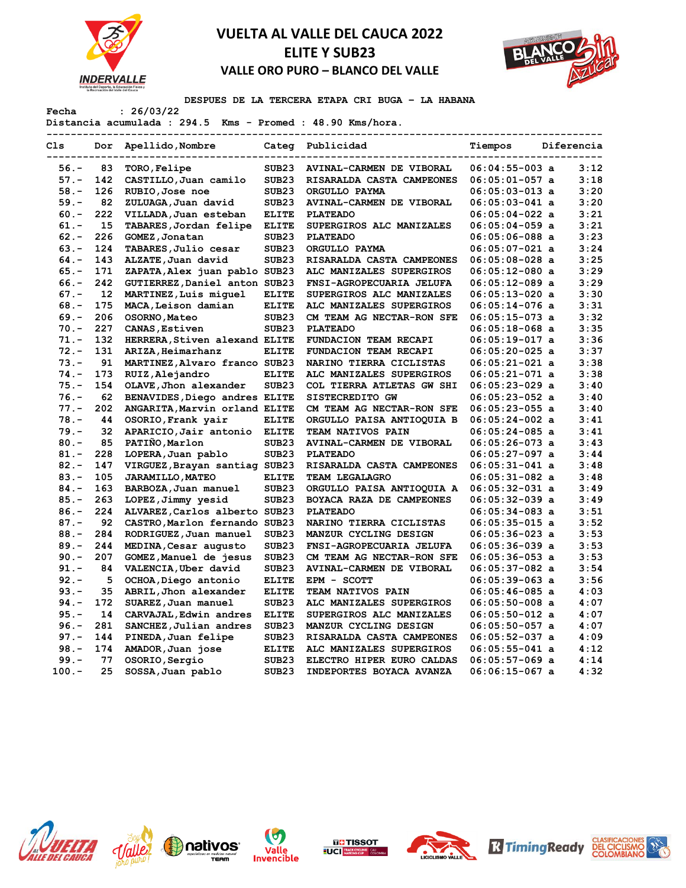# VUELTA AL VALLE DEL CAUCA 2022

## ELITE Y SUB23

### VALLE ORO PURO – BLANCO DEL VALLE

DESPUES DE LA TERCERA ETAPA CRI BUGA - LA HABANA

Fecha : 26/03/22
Distancia acumulada : 294.5 Kms - Promed : 48.90 Kms/hora.

| Cls | Dor | Apellido,Nombre | Categ | Publicidad | Tiempos | Diferencia |
|---|---|---|---|---|---|---|
| 56.- | 83 | TORO,Felipe | SUB23 | AVINAL-CARMEN DE VIBORAL | 06:04:55-003 a | 3:12 |
| 57.- | 142 | CASTILLO,Juan camilo | SUB23 | RISARALDA CASTA CAMPEONES | 06:05:01-057 a | 3:18 |
| 58.- | 126 | RUBIO,Jose noe | SUB23 | ORGULLO PAYMA | 06:05:03-013 a | 3:20 |
| 59.- | 82 | ZULUAGA,Juan david | SUB23 | AVINAL-CARMEN DE VIBORAL | 06:05:03-041 a | 3:20 |
| 60.- | 222 | VILLADA,Juan esteban | ELITE | PLATEADO | 06:05:04-022 a | 3:21 |
| 61.- | 15 | TABARES,Jordan felipe | ELITE | SUPERGIROS ALC MANIZALES | 06:05:04-059 a | 3:21 |
| 62.- | 226 | GOMEZ,Jonatan | SUB23 | PLATEADO | 06:05:06-088 a | 3:23 |
| 63.- | 124 | TABARES,Julio cesar | SUB23 | ORGULLO PAYMA | 06:05:07-021 a | 3:24 |
| 64.- | 143 | ALZATE,Juan david | SUB23 | RISARALDA CASTA CAMPEONES | 06:05:08-028 a | 3:25 |
| 65.- | 171 | ZAPATA,Alex juan pablo | SUB23 | ALC MANIZALES SUPERGIROS | 06:05:12-080 a | 3:29 |
| 66.- | 242 | GUTIERREZ,Daniel anton | SUB23 | FNSI-AGROPECUARIA JELUFA | 06:05:12-089 a | 3:29 |
| 67.- | 12 | MARTINEZ,Luis miguel | ELITE | SUPERGIROS ALC MANIZALES | 06:05:13-020 a | 3:30 |
| 68.- | 175 | MACA,Leison damian | ELITE | ALC MANIZALES SUPERGIROS | 06:05:14-076 a | 3:31 |
| 69.- | 206 | OSORNO,Mateo | SUB23 | CM TEAM AG NECTAR-RON SFE | 06:05:15-073 a | 3:32 |
| 70.- | 227 | CANAS,Estiven | SUB23 | PLATEADO | 06:05:18-068 a | 3:35 |
| 71.- | 132 | HERRERA,Stiven alexand | ELITE | FUNDACION TEAM RECAPI | 06:05:19-017 a | 3:36 |
| 72.- | 131 | ARIZA,Heimarhanz | ELITE | FUNDACION TEAM RECAPI | 06:05:20-025 a | 3:37 |
| 73.- | 91 | MARTINEZ,Alvaro franco | SUB23 | NARINO TIERRA CICLISTAS | 06:05:21-021 a | 3:38 |
| 74.- | 173 | RUIZ,Alejandro | ELITE | ALC MANIZALES SUPERGIROS | 06:05:21-071 a | 3:38 |
| 75.- | 154 | OLAVE,Jhon alexander | ELITE | COL TIERRA ATLETAS GW SHI | 06:05:23-029 a | 3:40 |
| 76.- | 62 | BENAVIDES,Diego andres | ELITE | SISTECREDITO GW | 06:05:23-052 a | 3:40 |
| 77.- | 202 | ANGARITA,Marvin orland | ELITE | CM TEAM AG NECTAR-RON SFE | 06:05:23-055 a | 3:40 |
| 78.- | 44 | OSORIO,Frank yair | ELITE | ORGULLO PAISA ANTIOQUIA B | 06:05:24-002 a | 3:41 |
| 79.- | 32 | APARICIO,Jair antonio | ELITE | TEAM NATIVOS PAIN | 06:05:24-085 a | 3:41 |
| 80.- | 85 | PATIÑO,Marlon | SUB23 | AVINAL-CARMEN DE VIBORAL | 06:05:26-073 a | 3:43 |
| 81.- | 228 | LOPERA,Juan pablo | SUB23 | PLATEADO | 06:05:27-097 a | 3:44 |
| 82.- | 147 | VIRGUEZ,Brayan santiag | SUB23 | RISARALDA CASTA CAMPEONES | 06:05:31-041 a | 3:48 |
| 83.- | 105 | JARAMILLO,MATEO | ELITE | TEAM LEGALAGRO | 06:05:31-082 a | 3:48 |
| 84.- | 163 | BARBOZA,Juan manuel | SUB23 | ORGULLO PAISA ANTIOQUIA A | 06:05:32-031 a | 3:49 |
| 85.- | 263 | LOPEZ,Jimmy yesid | SUB23 | BOYACA RAZA DE CAMPEONES | 06:05:32-039 a | 3:49 |
| 86.- | 224 | ALVAREZ,Carlos alberto | SUB23 | PLATEADO | 06:05:34-083 a | 3:51 |
| 87.- | 92 | CASTRO,Marlon fernando | SUB23 | NARINO TIERRA CICLISTAS | 06:05:35-015 a | 3:52 |
| 88.- | 284 | RODRIGUEZ,Juan manuel | SUB23 | MANZUR CYCLING DESIGN | 06:05:36-023 a | 3:53 |
| 89.- | 244 | MEDINA,Cesar augusto | SUB23 | FNSI-AGROPECUARIA JELUFA | 06:05:36-039 a | 3:53 |
| 90.- | 207 | GOMEZ,Manuel de jesus | SUB23 | CM TEAM AG NECTAR-RON SFE | 06:05:36-053 a | 3:53 |
| 91.- | 84 | VALENCIA,Uber david | SUB23 | AVINAL-CARMEN DE VIBORAL | 06:05:37-082 a | 3:54 |
| 92.- | 5 | OCHOA,Diego antonio | ELITE | EPM - SCOTT | 06:05:39-063 a | 3:56 |
| 93.- | 35 | ABRIL,Jhon alexander | ELITE | TEAM NATIVOS PAIN | 06:05:46-085 a | 4:03 |
| 94.- | 172 | SUAREZ,Juan manuel | SUB23 | ALC MANIZALES SUPERGIROS | 06:05:50-008 a | 4:07 |
| 95.- | 14 | CARVAJAL,Edwin andres | ELITE | SUPERGIROS ALC MANIZALES | 06:05:50-012 a | 4:07 |
| 96.- | 281 | SANCHEZ,Julian andres | SUB23 | MANZUR CYCLING DESIGN | 06:05:50-057 a | 4:07 |
| 97.- | 144 | PINEDA,Juan felipe | SUB23 | RISARALDA CASTA CAMPEONES | 06:05:52-037 a | 4:09 |
| 98.- | 174 | AMADOR,Juan jose | ELITE | ALC MANIZALES SUPERGIROS | 06:05:55-041 a | 4:12 |
| 99.- | 77 | OSORIO,Sergio | SUB23 | ELECTRO HIPER EURO CALDAS | 06:05:57-069 a | 4:14 |
| 100.- | 25 | SOSSA,Juan pablo | SUB23 | INDEPORTES BOYACA AVANZA | 06:06:15-067 a | 4:32 |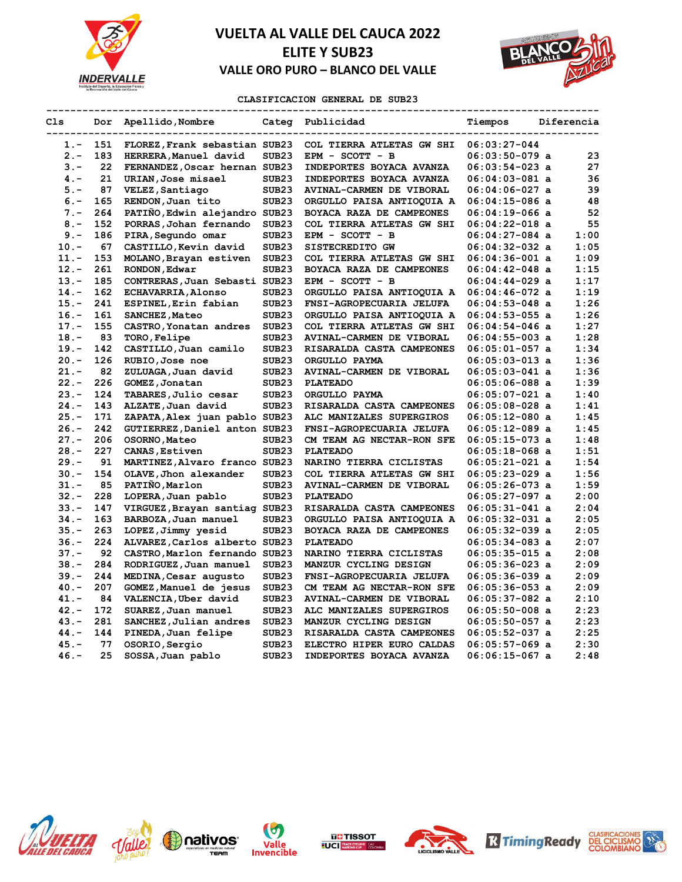# VUELTA AL VALLE DEL CAUCA 2022
## ELITE Y SUB23
### VALLE ORO PURO – BLANCO DEL VALLE

CLASIFICACION GENERAL DE SUB23

| Cls | Dor | Apellido,Nombre | Categ | Publicidad | Tiempos | | Diferencia |
|---|---|---|---|---|---|---|---|
| 1.- | 151 | FLOREZ,Frank sebastian | SUB23 | COL TIERRA ATLETAS GW SHI | 06:03:27-044 | | |
| 2.- | 183 | HERRERA,Manuel david | SUB23 | EPM - SCOTT - B | 06:03:50-079 | a | 23 |
| 3.- | 22 | FERNANDEZ,Oscar hernan | SUB23 | INDEPORTES BOYACA AVANZA | 06:03:54-023 | a | 27 |
| 4.- | 21 | URIAN,Jose misael | SUB23 | INDEPORTES BOYACA AVANZA | 06:04:03-081 | a | 36 |
| 5.- | 87 | VELEZ,Santiago | SUB23 | AVINAL-CARMEN DE VIBORAL | 06:04:06-027 | a | 39 |
| 6.- | 165 | RENDON,Juan tito | SUB23 | ORGULLO PAISA ANTIOQUIA A | 06:04:15-086 | a | 48 |
| 7.- | 264 | PATIÑO,Edwin alejandro | SUB23 | BOYACA RAZA DE CAMPEONES | 06:04:19-066 | a | 52 |
| 8.- | 152 | PORRAS,Johan fernando | SUB23 | COL TIERRA ATLETAS GW SHI | 06:04:22-018 | a | 55 |
| 9.- | 186 | PIRA,Segundo omar | SUB23 | EPM - SCOTT - B | 06:04:27-084 | a | 1:00 |
| 10.- | 67 | CASTILLO,Kevin david | SUB23 | SISTECREDITO GW | 06:04:32-032 | a | 1:05 |
| 11.- | 153 | MOLANO,Brayan estiven | SUB23 | COL TIERRA ATLETAS GW SHI | 06:04:36-001 | a | 1:09 |
| 12.- | 261 | RONDON,Edwar | SUB23 | BOYACA RAZA DE CAMPEONES | 06:04:42-048 | a | 1:15 |
| 13.- | 185 | CONTRERAS,Juan Sebasti | SUB23 | EPM - SCOTT - B | 06:04:44-029 | a | 1:17 |
| 14.- | 162 | ECHAVARRIA,Alonso | SUB23 | ORGULLO PAISA ANTIOQUIA A | 06:04:46-072 | a | 1:19 |
| 15.- | 241 | ESPINEL,Erin fabian | SUB23 | FNSI-AGROPECUARIA JELUFA | 06:04:53-048 | a | 1:26 |
| 16.- | 161 | SANCHEZ,Mateo | SUB23 | ORGULLO PAISA ANTIOQUIA A | 06:04:53-055 | a | 1:26 |
| 17.- | 155 | CASTRO,Yonatan andres | SUB23 | COL TIERRA ATLETAS GW SHI | 06:04:54-046 | a | 1:27 |
| 18.- | 83 | TORO,Felipe | SUB23 | AVINAL-CARMEN DE VIBORAL | 06:04:55-003 | a | 1:28 |
| 19.- | 142 | CASTILLO,Juan camilo | SUB23 | RISARALDA CASTA CAMPEONES | 06:05:01-057 | a | 1:34 |
| 20.- | 126 | RUBIO,Jose noe | SUB23 | ORGULLO PAYMA | 06:05:03-013 | a | 1:36 |
| 21.- | 82 | ZULUAGA,Juan david | SUB23 | AVINAL-CARMEN DE VIBORAL | 06:05:03-041 | a | 1:36 |
| 22.- | 226 | GOMEZ,Jonatan | SUB23 | PLATEADO | 06:05:06-088 | a | 1:39 |
| 23.- | 124 | TABARES,Julio cesar | SUB23 | ORGULLO PAYMA | 06:05:07-021 | a | 1:40 |
| 24.- | 143 | ALZATE,Juan david | SUB23 | RISARALDA CASTA CAMPEONES | 06:05:08-028 | a | 1:41 |
| 25.- | 171 | ZAPATA,Alex juan pablo | SUB23 | ALC MANIZALES SUPERGIROS | 06:05:12-080 | a | 1:45 |
| 26.- | 242 | GUTIERREZ,Daniel anton | SUB23 | FNSI-AGROPECUARIA JELUFA | 06:05:12-089 | a | 1:45 |
| 27.- | 206 | OSORNO,Mateo | SUB23 | CM TEAM AG NECTAR-RON SFE | 06:05:15-073 | a | 1:48 |
| 28.- | 227 | CANAS,Estiven | SUB23 | PLATEADO | 06:05:18-068 | a | 1:51 |
| 29.- | 91 | MARTINEZ,Alvaro franco | SUB23 | NARINO TIERRA CICLISTAS | 06:05:21-021 | a | 1:54 |
| 30.- | 154 | OLAVE,Jhon alexander | SUB23 | COL TIERRA ATLETAS GW SHI | 06:05:23-029 | a | 1:56 |
| 31.- | 85 | PATIÑO,Marlon | SUB23 | AVINAL-CARMEN DE VIBORAL | 06:05:26-073 | a | 1:59 |
| 32.- | 228 | LOPERA,Juan pablo | SUB23 | PLATEADO | 06:05:27-097 | a | 2:00 |
| 33.- | 147 | VIRGUEZ,Brayan santiag | SUB23 | RISARALDA CASTA CAMPEONES | 06:05:31-041 | a | 2:04 |
| 34.- | 163 | BARBOZA,Juan manuel | SUB23 | ORGULLO PAISA ANTIOQUIA A | 06:05:32-031 | a | 2:05 |
| 35.- | 263 | LOPEZ,Jimmy yesid | SUB23 | BOYACA RAZA DE CAMPEONES | 06:05:32-039 | a | 2:05 |
| 36.- | 224 | ALVAREZ,Carlos alberto | SUB23 | PLATEADO | 06:05:34-083 | a | 2:07 |
| 37.- | 92 | CASTRO,Marlon fernando | SUB23 | NARINO TIERRA CICLISTAS | 06:05:35-015 | a | 2:08 |
| 38.- | 284 | RODRIGUEZ,Juan manuel | SUB23 | MANZUR CYCLING DESIGN | 06:05:36-023 | a | 2:09 |
| 39.- | 244 | MEDINA,Cesar augusto | SUB23 | FNSI-AGROPECUARIA JELUFA | 06:05:36-039 | a | 2:09 |
| 40.- | 207 | GOMEZ,Manuel de jesus | SUB23 | CM TEAM AG NECTAR-RON SFE | 06:05:36-053 | a | 2:09 |
| 41.- | 84 | VALENCIA,Uber david | SUB23 | AVINAL-CARMEN DE VIBORAL | 06:05:37-082 | a | 2:10 |
| 42.- | 172 | SUAREZ,Juan manuel | SUB23 | ALC MANIZALES SUPERGIROS | 06:05:50-008 | a | 2:23 |
| 43.- | 281 | SANCHEZ,Julian andres | SUB23 | MANZUR CYCLING DESIGN | 06:05:50-057 | a | 2:23 |
| 44.- | 144 | PINEDA,Juan felipe | SUB23 | RISARALDA CASTA CAMPEONES | 06:05:52-037 | a | 2:25 |
| 45.- | 77 | OSORIO,Sergio | SUB23 | ELECTRO HIPER EURO CALDAS | 06:05:57-069 | a | 2:30 |
| 46.- | 25 | SOSSA,Juan pablo | SUB23 | INDEPORTES BOYACA AVANZA | 06:06:15-067 | a | 2:48 |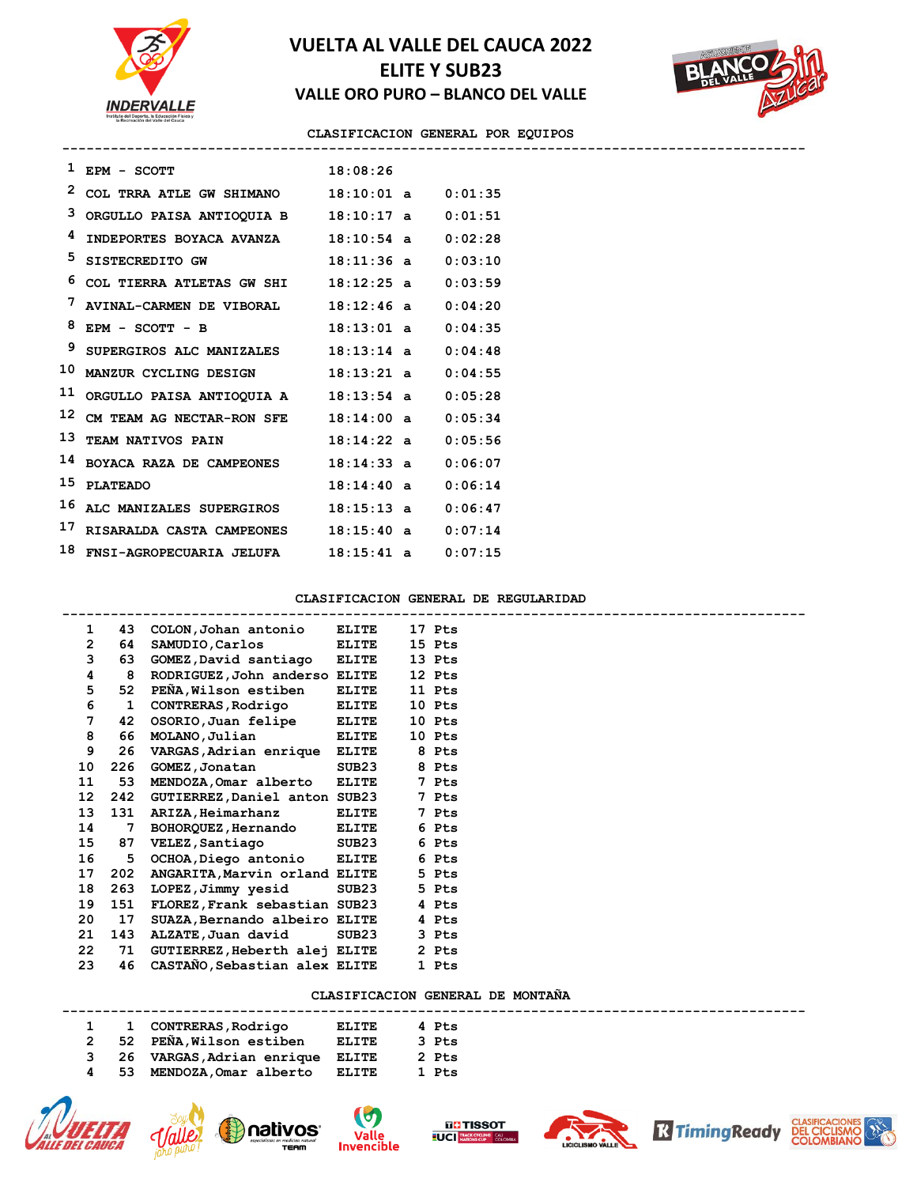# VUELTA AL VALLE DEL CAUCA 2022
## ELITE Y SUB23
### VALLE ORO PURO – BLANCO DEL VALLE

### CLASIFICACION GENERAL POR EQUIPOS

| Pos | Equipo | Tiempo | | Diferencia |
|---|---|---|---|---|
| 1 | EPM - SCOTT | 18:08:26 | | |
| 2 | COL TRRA ATLE GW SHIMANO | 18:10:01 | a | 0:01:35 |
| 3 | ORGULLO PAISA ANTIOQUIA B | 18:10:17 | a | 0:01:51 |
| 4 | INDEPORTES BOYACA AVANZA | 18:10:54 | a | 0:02:28 |
| 5 | SISTECREDITO GW | 18:11:36 | a | 0:03:10 |
| 6 | COL TIERRA ATLETAS GW SHI | 18:12:25 | a | 0:03:59 |
| 7 | AVINAL-CARMEN DE VIBORAL | 18:12:46 | a | 0:04:20 |
| 8 | EPM - SCOTT - B | 18:13:01 | a | 0:04:35 |
| 9 | SUPERGIROS ALC MANIZALES | 18:13:14 | a | 0:04:48 |
| 10 | MANZUR CYCLING DESIGN | 18:13:21 | a | 0:04:55 |
| 11 | ORGULLO PAISA ANTIOQUIA A | 18:13:54 | a | 0:05:28 |
| 12 | CM TEAM AG NECTAR-RON SFE | 18:14:00 | a | 0:05:34 |
| 13 | TEAM NATIVOS PAIN | 18:14:22 | a | 0:05:56 |
| 14 | BOYACA RAZA DE CAMPEONES | 18:14:33 | a | 0:06:07 |
| 15 | PLATEADO | 18:14:40 | a | 0:06:14 |
| 16 | ALC MANIZALES SUPERGIROS | 18:15:13 | a | 0:06:47 |
| 17 | RISARALDA CASTA CAMPEONES | 18:15:40 | a | 0:07:14 |
| 18 | FNSI-AGROPECUARIA JELUFA | 18:15:41 | a | 0:07:15 |

### CLASIFICACION GENERAL DE REGULARIDAD

| Pos | No. | Nombre | Cat. | Puntos |
|---|---|---|---|---|
| 1 | 43 | COLON,Johan antonio | ELITE | 17 Pts |
| 2 | 64 | SAMUDIO,Carlos | ELITE | 15 Pts |
| 3 | 63 | GOMEZ,David santiago | ELITE | 13 Pts |
| 4 | 8 | RODRIGUEZ,John anderso | ELITE | 12 Pts |
| 5 | 52 | PEÑA,Wilson estiben | ELITE | 11 Pts |
| 6 | 1 | CONTRERAS,Rodrigo | ELITE | 10 Pts |
| 7 | 42 | OSORIO,Juan felipe | ELITE | 10 Pts |
| 8 | 66 | MOLANO,Julian | ELITE | 10 Pts |
| 9 | 26 | VARGAS,Adrian enrique | ELITE | 8 Pts |
| 10 | 226 | GOMEZ,Jonatan | SUB23 | 8 Pts |
| 11 | 53 | MENDOZA,Omar alberto | ELITE | 7 Pts |
| 12 | 242 | GUTIERREZ,Daniel anton | SUB23 | 7 Pts |
| 13 | 131 | ARIZA,Heimarhanz | ELITE | 7 Pts |
| 14 | 7 | BOHORQUEZ,Hernando | ELITE | 6 Pts |
| 15 | 87 | VELEZ,Santiago | SUB23 | 6 Pts |
| 16 | 5 | OCHOA,Diego antonio | ELITE | 6 Pts |
| 17 | 202 | ANGARITA,Marvin orland | ELITE | 5 Pts |
| 18 | 263 | LOPEZ,Jimmy yesid | SUB23 | 5 Pts |
| 19 | 151 | FLOREZ,Frank sebastian | SUB23 | 4 Pts |
| 20 | 17 | SUAZA,Bernando albeiro | ELITE | 4 Pts |
| 21 | 143 | ALZATE,Juan david | SUB23 | 3 Pts |
| 22 | 71 | GUTIERREZ,Heberth alej | ELITE | 2 Pts |
| 23 | 46 | CASTAÑO,Sebastian alex | ELITE | 1 Pts |

### CLASIFICACION GENERAL DE MONTAÑA

| Pos | No. | Nombre | Cat. | Puntos |
|---|---|---|---|---|
| 1 | 1 | CONTRERAS,Rodrigo | ELITE | 4 Pts |
| 2 | 52 | PEÑA,Wilson estiben | ELITE | 3 Pts |
| 3 | 26 | VARGAS,Adrian enrique | ELITE | 2 Pts |
| 4 | 53 | MENDOZA,Omar alberto | ELITE | 1 Pts |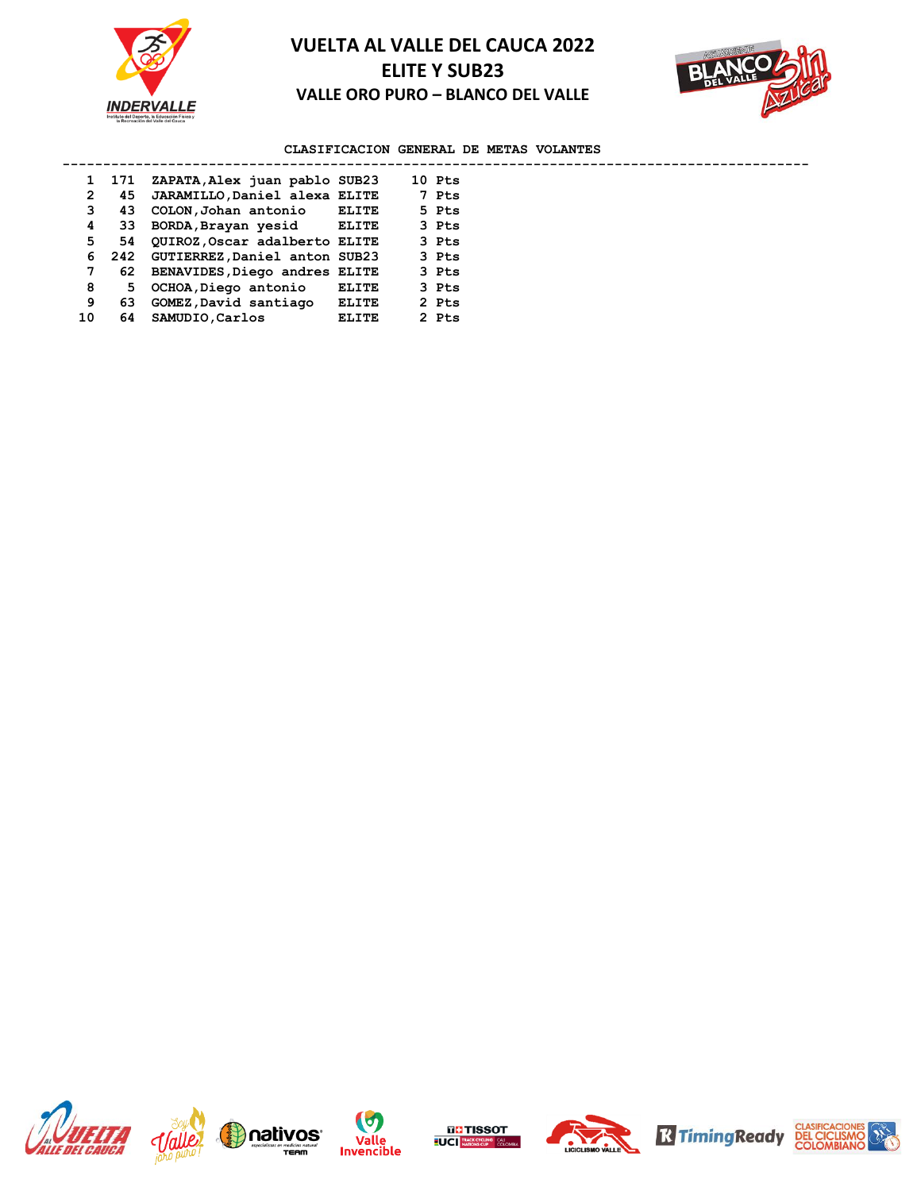# VUELTA AL VALLE DEL CAUCA 2022
## ELITE Y SUB23
### VALLE ORO PURO – BLANCO DEL VALLE

**CLASIFICACION GENERAL DE METAS VOLANTES**

| | | | | |
|---|---|---|---|---|
| 1 | 171 | ZAPATA,Alex juan pablo | SUB23 | 10 Pts |
| 2 | 45 | JARAMILLO,Daniel alexa | ELITE | 7 Pts |
| 3 | 43 | COLON,Johan antonio | ELITE | 5 Pts |
| 4 | 33 | BORDA,Brayan yesid | ELITE | 3 Pts |
| 5 | 54 | QUIROZ,Oscar adalberto | ELITE | 3 Pts |
| 6 | 242 | GUTIERREZ,Daniel anton | SUB23 | 3 Pts |
| 7 | 62 | BENAVIDES,Diego andres | ELITE | 3 Pts |
| 8 | 5 | OCHOA,Diego antonio | ELITE | 3 Pts |
| 9 | 63 | GOMEZ,David santiago | ELITE | 2 Pts |
| 10 | 64 | SAMUDIO,Carlos | ELITE | 2 Pts |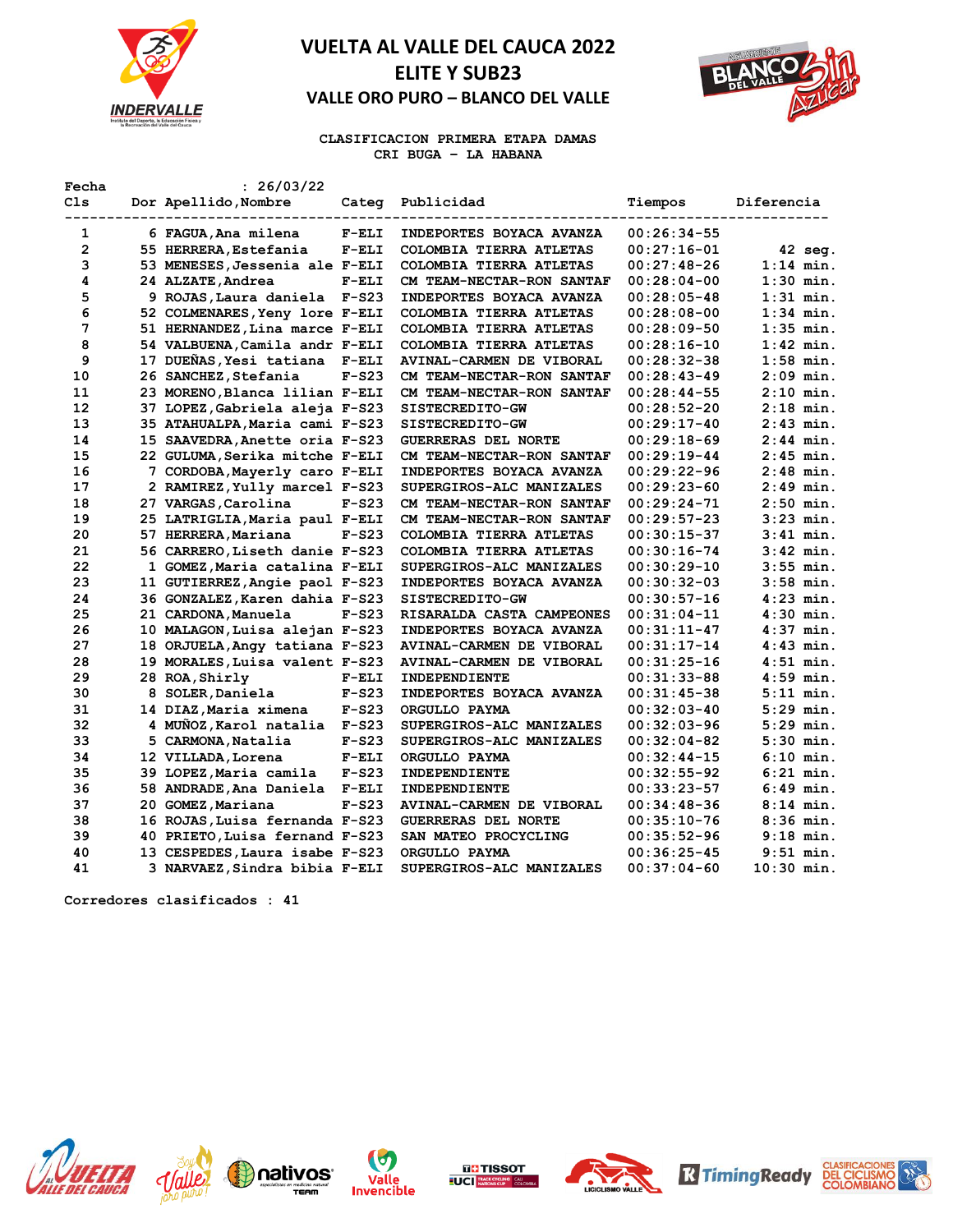# VUELTA AL VALLE DEL CAUCA 2022
## ELITE Y SUB23
### VALLE ORO PURO – BLANCO DEL VALLE

**CLASIFICACION PRIMERA ETAPA DAMAS**
**CRI BUGA - LA HABANA**

**Fecha : 26/03/22**

| Cls | Dor | Apellido,Nombre | Categ | Publicidad | Tiempos | Diferencia |
|---|---|---|---|---|---|---|
| 1 | 6 | FAGUA,Ana milena | F-ELI | INDEPORTES BOYACA AVANZA | 00:26:34-55 | |
| 2 | 55 | HERRERA,Estefania | F-ELI | COLOMBIA TIERRA ATLETAS | 00:27:16-01 | 42 seg. |
| 3 | 53 | MENESES,Jessenia ale | F-ELI | COLOMBIA TIERRA ATLETAS | 00:27:48-26 | 1:14 min. |
| 4 | 24 | ALZATE,Andrea | F-ELI | CM TEAM-NECTAR-RON SANTAF | 00:28:04-00 | 1:30 min. |
| 5 | 9 | ROJAS,Laura daniela | F-S23 | INDEPORTES BOYACA AVANZA | 00:28:05-48 | 1:31 min. |
| 6 | 52 | COLMENARES,Yeny lore | F-ELI | COLOMBIA TIERRA ATLETAS | 00:28:08-00 | 1:34 min. |
| 7 | 51 | HERNANDEZ,Lina marce | F-ELI | COLOMBIA TIERRA ATLETAS | 00:28:09-50 | 1:35 min. |
| 8 | 54 | VALBUENA,Camila andr | F-ELI | COLOMBIA TIERRA ATLETAS | 00:28:16-10 | 1:42 min. |
| 9 | 17 | DUEÑAS,Yesi tatiana | F-ELI | AVINAL-CARMEN DE VIBORAL | 00:28:32-38 | 1:58 min. |
| 10 | 26 | SANCHEZ,Stefania | F-S23 | CM TEAM-NECTAR-RON SANTAF | 00:28:43-49 | 2:09 min. |
| 11 | 23 | MORENO,Blanca lilian | F-ELI | CM TEAM-NECTAR-RON SANTAF | 00:28:44-55 | 2:10 min. |
| 12 | 37 | LOPEZ,Gabriela aleja | F-S23 | SISTECREDITO-GW | 00:28:52-20 | 2:18 min. |
| 13 | 35 | ATAHUALPA,Maria cami | F-S23 | SISTECREDITO-GW | 00:29:17-40 | 2:43 min. |
| 14 | 15 | SAAVEDRA,Anette oria | F-S23 | GUERRERAS DEL NORTE | 00:29:18-69 | 2:44 min. |
| 15 | 22 | GULUMA,Serika mitche | F-ELI | CM TEAM-NECTAR-RON SANTAF | 00:29:19-44 | 2:45 min. |
| 16 | 7 | CORDOBA,Mayerly caro | F-ELI | INDEPORTES BOYACA AVANZA | 00:29:22-96 | 2:48 min. |
| 17 | 2 | RAMIREZ,Yully marcel | F-S23 | SUPERGIROS-ALC MANIZALES | 00:29:23-60 | 2:49 min. |
| 18 | 27 | VARGAS,Carolina | F-S23 | CM TEAM-NECTAR-RON SANTAF | 00:29:24-71 | 2:50 min. |
| 19 | 25 | LATRIGLIA,Maria paul | F-ELI | CM TEAM-NECTAR-RON SANTAF | 00:29:57-23 | 3:23 min. |
| 20 | 57 | HERRERA,Mariana | F-S23 | COLOMBIA TIERRA ATLETAS | 00:30:15-37 | 3:41 min. |
| 21 | 56 | CARRERO,Liseth danie | F-S23 | COLOMBIA TIERRA ATLETAS | 00:30:16-74 | 3:42 min. |
| 22 | 1 | GOMEZ,Maria catalina | F-ELI | SUPERGIROS-ALC MANIZALES | 00:30:29-10 | 3:55 min. |
| 23 | 11 | GUTIERREZ,Angie paol | F-S23 | INDEPORTES BOYACA AVANZA | 00:30:32-03 | 3:58 min. |
| 24 | 36 | GONZALEZ,Karen dahia | F-S23 | SISTECREDITO-GW | 00:30:57-16 | 4:23 min. |
| 25 | 21 | CARDONA,Manuela | F-S23 | RISARALDA CASTA CAMPEONES | 00:31:04-11 | 4:30 min. |
| 26 | 10 | MALAGON,Luisa alejan | F-S23 | INDEPORTES BOYACA AVANZA | 00:31:11-47 | 4:37 min. |
| 27 | 18 | ORJUELA,Angy tatiana | F-S23 | AVINAL-CARMEN DE VIBORAL | 00:31:17-14 | 4:43 min. |
| 28 | 19 | MORALES,Luisa valent | F-S23 | AVINAL-CARMEN DE VIBORAL | 00:31:25-16 | 4:51 min. |
| 29 | 28 | ROA,Shirly | F-ELI | INDEPENDIENTE | 00:31:33-88 | 4:59 min. |
| 30 | 8 | SOLER,Daniela | F-S23 | INDEPORTES BOYACA AVANZA | 00:31:45-38 | 5:11 min. |
| 31 | 14 | DIAZ,Maria ximena | F-S23 | ORGULLO PAYMA | 00:32:03-40 | 5:29 min. |
| 32 | 4 | MUÑOZ,Karol natalia | F-S23 | SUPERGIROS-ALC MANIZALES | 00:32:03-96 | 5:29 min. |
| 33 | 5 | CARMONA,Natalia | F-S23 | SUPERGIROS-ALC MANIZALES | 00:32:04-82 | 5:30 min. |
| 34 | 12 | VILLADA,Lorena | F-ELI | ORGULLO PAYMA | 00:32:44-15 | 6:10 min. |
| 35 | 39 | LOPEZ,Maria camila | F-S23 | INDEPENDIENTE | 00:32:55-92 | 6:21 min. |
| 36 | 58 | ANDRADE,Ana Daniela | F-ELI | INDEPENDIENTE | 00:33:23-57 | 6:49 min. |
| 37 | 20 | GOMEZ,Mariana | F-S23 | AVINAL-CARMEN DE VIBORAL | 00:34:48-36 | 8:14 min. |
| 38 | 16 | ROJAS,Luisa fernanda | F-S23 | GUERRERAS DEL NORTE | 00:35:10-76 | 8:36 min. |
| 39 | 40 | PRIETO,Luisa fernand | F-S23 | SAN MATEO PROCYCLING | 00:35:52-96 | 9:18 min. |
| 40 | 13 | CESPEDES,Laura isabe | F-S23 | ORGULLO PAYMA | 00:36:25-45 | 9:51 min. |
| 41 | 3 | NARVAEZ,Sindra bibia | F-ELI | SUPERGIROS-ALC MANIZALES | 00:37:04-60 | 10:30 min. |

Corredores clasificados : 41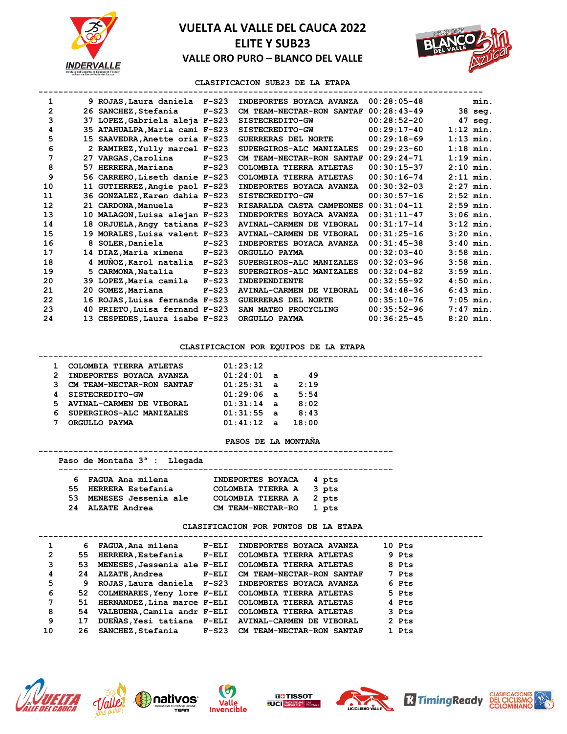# VUELTA AL VALLE DEL CAUCA 2022
## ELITE Y SUB23
### VALLE ORO PURO – BLANCO DEL VALLE

**CLASIFICACION SUB23 DE LA ETAPA**

| Pos | No. | Nombre | Cat. | Equipo | Tiempo | Dif. |
|---|---|---|---|---|---|---|
| 1 | 9 | ROJAS,Laura daniela | F-S23 | INDEPORTES BOYACA AVANZA | 00:28:05-48 | min. |
| 2 | 26 | SANCHEZ,Stefania | F-S23 | CM TEAM-NECTAR-RON SANTAF | 00:28:43-49 | 38 seg. |
| 3 | 37 | LOPEZ,Gabriela aleja | F-S23 | SISTECREDITO-GW | 00:28:52-20 | 47 seg. |
| 4 | 35 | ATAHUALPA,Maria cami | F-S23 | SISTECREDITO-GW | 00:29:17-40 | 1:12 min. |
| 5 | 15 | SAAVEDRA,Anette oria | F-S23 | GUERRERAS DEL NORTE | 00:29:18-69 | 1:13 min. |
| 6 | 2 | RAMIREZ,Yully marcel | F-S23 | SUPERGIROS-ALC MANIZALES | 00:29:23-60 | 1:18 min. |
| 7 | 27 | VARGAS,Carolina | F-S23 | CM TEAM-NECTAR-RON SANTAF | 00:29:24-71 | 1:19 min. |
| 8 | 57 | HERRERA,Mariana | F-S23 | COLOMBIA TIERRA ATLETAS | 00:30:15-37 | 2:10 min. |
| 9 | 56 | CARRERO,Liseth danie | F-S23 | COLOMBIA TIERRA ATLETAS | 00:30:16-74 | 2:11 min. |
| 10 | 11 | GUTIERREZ,Angie paol | F-S23 | INDEPORTES BOYACA AVANZA | 00:30:32-03 | 2:27 min. |
| 11 | 36 | GONZALEZ,Karen dahia | F-S23 | SISTECREDITO-GW | 00:30:57-16 | 2:52 min. |
| 12 | 21 | CARDONA,Manuela | F-S23 | RISARALDA CASTA CAMPEONES | 00:31:04-11 | 2:59 min. |
| 13 | 10 | MALAGON,Luisa alejan | F-S23 | INDEPORTES BOYACA AVANZA | 00:31:11-47 | 3:06 min. |
| 14 | 18 | ORJUELA,Angy tatiana | F-S23 | AVINAL-CARMEN DE VIBORAL | 00:31:17-14 | 3:12 min. |
| 15 | 19 | MORALES,Luisa valent | F-S23 | AVINAL-CARMEN DE VIBORAL | 00:31:25-16 | 3:20 min. |
| 16 | 8 | SOLER,Daniela | F-S23 | INDEPORTES BOYACA AVANZA | 00:31:45-38 | 3:40 min. |
| 17 | 14 | DIAZ,Maria ximena | F-S23 | ORGULLO PAYMA | 00:32:03-40 | 3:58 min. |
| 18 | 4 | MUÑOZ,Karol natalia | F-S23 | SUPERGIROS-ALC MANIZALES | 00:32:03-96 | 3:58 min. |
| 19 | 5 | CARMONA,Natalia | F-S23 | SUPERGIROS-ALC MANIZALES | 00:32:04-82 | 3:59 min. |
| 20 | 39 | LOPEZ,Maria camila | F-S23 | INDEPENDIENTE | 00:32:55-92 | 4:50 min. |
| 21 | 20 | GOMEZ,Mariana | F-S23 | AVINAL-CARMEN DE VIBORAL | 00:34:48-36 | 6:43 min. |
| 22 | 16 | ROJAS,Luisa fernanda | F-S23 | GUERRERAS DEL NORTE | 00:35:10-76 | 7:05 min. |
| 23 | 40 | PRIETO,Luisa fernand | F-S23 | SAN MATEO PROCYCLING | 00:35:52-96 | 7:47 min. |
| 24 | 13 | CESPEDES,Laura isabe | F-S23 | ORGULLO PAYMA | 00:36:25-45 | 8:20 min. |

**CLASIFICACION POR EQUIPOS DE LA ETAPA**

| Pos | Equipo | Tiempo | | Dif. |
|---|---|---|---|---|
| 1 | COLOMBIA TIERRA ATLETAS | 01:23:12 | | |
| 2 | INDEPORTES BOYACA AVANZA | 01:24:01 | a | 49 |
| 3 | CM TEAM-NECTAR-RON SANTAF | 01:25:31 | a | 2:19 |
| 4 | SISTECREDITO-GW | 01:29:06 | a | 5:54 |
| 5 | AVINAL-CARMEN DE VIBORAL | 01:31:14 | a | 8:02 |
| 6 | SUPERGIROS-ALC MANIZALES | 01:31:55 | a | 8:43 |
| 7 | ORGULLO PAYMA | 01:41:12 | a | 18:00 |

**PASOS DE LA MONTAÑA**

Paso de Montaña 3ª : Llegada

| No. | Nombre | Equipo | Puntos |
|---|---|---|---|
| 6 | FAGUA Ana milena | INDEPORTES BOYACA | 4 pts |
| 55 | HERRERA Estefania | COLOMBIA TIERRA A | 3 pts |
| 53 | MENESES Jessenia ale | COLOMBIA TIERRA A | 2 pts |
| 24 | ALZATE Andrea | CM TEAM-NECTAR-RO | 1 pts |

**CLASIFICACION POR PUNTOS DE LA ETAPA**

| Pos | No. | Nombre | Cat. | Equipo | Puntos |
|---|---|---|---|---|---|
| 1 | 6 | FAGUA,Ana milena | F-ELI | INDEPORTES BOYACA AVANZA | 10 Pts |
| 2 | 55 | HERRERA,Estefania | F-ELI | COLOMBIA TIERRA ATLETAS | 9 Pts |
| 3 | 53 | MENESES,Jessenia ale | F-ELI | COLOMBIA TIERRA ATLETAS | 8 Pts |
| 4 | 24 | ALZATE,Andrea | F-ELI | CM TEAM-NECTAR-RON SANTAF | 7 Pts |
| 5 | 9 | ROJAS,Laura daniela | F-S23 | INDEPORTES BOYACA AVANZA | 6 Pts |
| 6 | 52 | COLMENARES,Yeny lore | F-ELI | COLOMBIA TIERRA ATLETAS | 5 Pts |
| 7 | 51 | HERNANDEZ,Lina marce | F-ELI | COLOMBIA TIERRA ATLETAS | 4 Pts |
| 8 | 54 | VALBUENA,Camila andr | F-ELI | COLOMBIA TIERRA ATLETAS | 3 Pts |
| 9 | 17 | DUEÑAS,Yesi tatiana | F-ELI | AVINAL-CARMEN DE VIBORAL | 2 Pts |
| 10 | 26 | SANCHEZ,Stefania | F-S23 | CM TEAM-NECTAR-RON SANTAF | 1 Pts |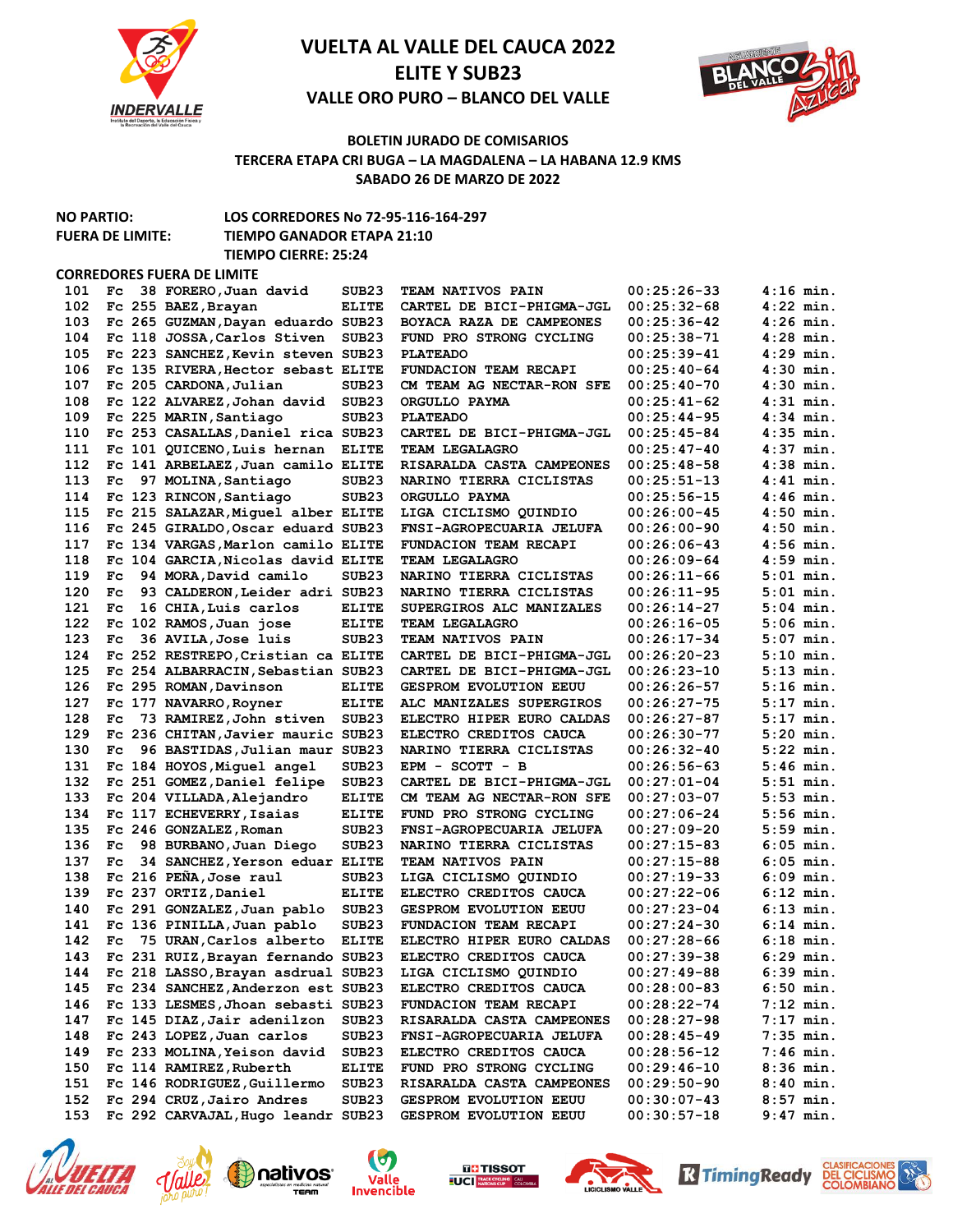# VUELTA AL VALLE DEL CAUCA 2022
## ELITE Y SUB23
### VALLE ORO PURO – BLANCO DEL VALLE

**BOLETIN JURADO DE COMISARIOS**
**TERCERA ETAPA CRI BUGA – LA MAGDALENA – LA HABANA 12.9 KMS**
**SABADO 26 DE MARZO DE 2022**

**NO PARTIO:** LOS CORREDORES No 72-95-116-164-297

**FUERA DE LIMITE:** TIEMPO GANADOR ETAPA 21:10
TIEMPO CIERRE: 25:24

**CORREDORES FUERA DE LIMITE**

| Pos | | No | Corredor | Cat | Equipo | Tiempo | Dif |
|---|---|---|---|---|---|---|---|
| 101 | Fc | 38 | FORERO,Juan david | SUB23 | TEAM NATIVOS PAIN | 00:25:26-33 | 4:16 min. |
| 102 | Fc | 255 | BAEZ,Brayan | ELITE | CARTEL DE BICI-PHIGMA-JGL | 00:25:32-68 | 4:22 min. |
| 103 | Fc | 265 | GUZMAN,Dayan eduardo | SUB23 | BOYACA RAZA DE CAMPEONES | 00:25:36-42 | 4:26 min. |
| 104 | Fc | 118 | JOSSA,Carlos Stiven | SUB23 | FUND PRO STRONG CYCLING | 00:25:38-71 | 4:28 min. |
| 105 | Fc | 223 | SANCHEZ,Kevin steven | SUB23 | PLATEADO | 00:25:39-41 | 4:29 min. |
| 106 | Fc | 135 | RIVERA,Hector sebast | ELITE | FUNDACION TEAM RECAPI | 00:25:40-64 | 4:30 min. |
| 107 | Fc | 205 | CARDONA,Julian | SUB23 | CM TEAM AG NECTAR-RON SFE | 00:25:40-70 | 4:30 min. |
| 108 | Fc | 122 | ALVAREZ,Johan david | SUB23 | ORGULLO PAYMA | 00:25:41-62 | 4:31 min. |
| 109 | Fc | 225 | MARIN,Santiago | SUB23 | PLATEADO | 00:25:44-95 | 4:34 min. |
| 110 | Fc | 253 | CASALLAS,Daniel rica | SUB23 | CARTEL DE BICI-PHIGMA-JGL | 00:25:45-84 | 4:35 min. |
| 111 | Fc | 101 | QUICENO,Luis hernan | ELITE | TEAM LEGALAGRO | 00:25:47-40 | 4:37 min. |
| 112 | Fc | 141 | ARBELAEZ,Juan camilo | ELITE | RISARALDA CASTA CAMPEONES | 00:25:48-58 | 4:38 min. |
| 113 | Fc | 97 | MOLINA,Santiago | SUB23 | NARINO TIERRA CICLISTAS | 00:25:51-13 | 4:41 min. |
| 114 | Fc | 123 | RINCON,Santiago | SUB23 | ORGULLO PAYMA | 00:25:56-15 | 4:46 min. |
| 115 | Fc | 215 | SALAZAR,Miguel alber | ELITE | LIGA CICLISMO QUINDIO | 00:26:00-45 | 4:50 min. |
| 116 | Fc | 245 | GIRALDO,Oscar eduard | SUB23 | FNSI-AGROPECUARIA JELUFA | 00:26:00-90 | 4:50 min. |
| 117 | Fc | 134 | VARGAS,Marlon camilo | ELITE | FUNDACION TEAM RECAPI | 00:26:06-43 | 4:56 min. |
| 118 | Fc | 104 | GARCIA,Nicolas david | ELITE | TEAM LEGALAGRO | 00:26:09-64 | 4:59 min. |
| 119 | Fc | 94 | MORA,David camilo | SUB23 | NARINO TIERRA CICLISTAS | 00:26:11-66 | 5:01 min. |
| 120 | Fc | 93 | CALDERON,Leider adri | SUB23 | NARINO TIERRA CICLISTAS | 00:26:11-95 | 5:01 min. |
| 121 | Fc | 16 | CHIA,Luis carlos | ELITE | SUPERGIROS ALC MANIZALES | 00:26:14-27 | 5:04 min. |
| 122 | Fc | 102 | RAMOS,Juan jose | ELITE | TEAM LEGALAGRO | 00:26:16-05 | 5:06 min. |
| 123 | Fc | 36 | AVILA,Jose luis | SUB23 | TEAM NATIVOS PAIN | 00:26:17-34 | 5:07 min. |
| 124 | Fc | 252 | RESTREPO,Cristian ca | ELITE | CARTEL DE BICI-PHIGMA-JGL | 00:26:20-23 | 5:10 min. |
| 125 | Fc | 254 | ALBARRACIN,Sebastian | SUB23 | CARTEL DE BICI-PHIGMA-JGL | 00:26:23-10 | 5:13 min. |
| 126 | Fc | 295 | ROMAN,Davinson | ELITE | GESPROM EVOLUTION EEUU | 00:26:26-57 | 5:16 min. |
| 127 | Fc | 177 | NAVARRO,Royner | ELITE | ALC MANIZALES SUPERGIROS | 00:26:27-75 | 5:17 min. |
| 128 | Fc | 73 | RAMIREZ,John stiven | SUB23 | ELECTRO HIPER EURO CALDAS | 00:26:27-87 | 5:17 min. |
| 129 | Fc | 236 | CHITAN,Javier mauric | SUB23 | ELECTRO CREDITOS CAUCA | 00:26:30-77 | 5:20 min. |
| 130 | Fc | 96 | BASTIDAS,Julian maur | SUB23 | NARINO TIERRA CICLISTAS | 00:26:32-40 | 5:22 min. |
| 131 | Fc | 184 | HOYOS,Miguel angel | SUB23 | EPM - SCOTT - B | 00:26:56-63 | 5:46 min. |
| 132 | Fc | 251 | GOMEZ,Daniel felipe | SUB23 | CARTEL DE BICI-PHIGMA-JGL | 00:27:01-04 | 5:51 min. |
| 133 | Fc | 204 | VILLADA,Alejandro | ELITE | CM TEAM AG NECTAR-RON SFE | 00:27:03-07 | 5:53 min. |
| 134 | Fc | 117 | ECHEVERRY,Isaias | ELITE | FUND PRO STRONG CYCLING | 00:27:06-24 | 5:56 min. |
| 135 | Fc | 246 | GONZALEZ,Roman | SUB23 | FNSI-AGROPECUARIA JELUFA | 00:27:09-20 | 5:59 min. |
| 136 | Fc | 98 | BURBANO,Juan Diego | SUB23 | NARINO TIERRA CICLISTAS | 00:27:15-83 | 6:05 min. |
| 137 | Fc | 34 | SANCHEZ,Yerson eduar | ELITE | TEAM NATIVOS PAIN | 00:27:15-88 | 6:05 min. |
| 138 | Fc | 216 | PEÑA,Jose raul | SUB23 | LIGA CICLISMO QUINDIO | 00:27:19-33 | 6:09 min. |
| 139 | Fc | 237 | ORTIZ,Daniel | ELITE | ELECTRO CREDITOS CAUCA | 00:27:22-06 | 6:12 min. |
| 140 | Fc | 291 | GONZALEZ,Juan pablo | SUB23 | GESPROM EVOLUTION EEUU | 00:27:23-04 | 6:13 min. |
| 141 | Fc | 136 | PINILLA,Juan pablo | SUB23 | FUNDACION TEAM RECAPI | 00:27:24-30 | 6:14 min. |
| 142 | Fc | 75 | URAN,Carlos alberto | ELITE | ELECTRO HIPER EURO CALDAS | 00:27:28-66 | 6:18 min. |
| 143 | Fc | 231 | RUIZ,Brayan fernando | SUB23 | ELECTRO CREDITOS CAUCA | 00:27:39-38 | 6:29 min. |
| 144 | Fc | 218 | LASSO,Brayan asdrual | SUB23 | LIGA CICLISMO QUINDIO | 00:27:49-88 | 6:39 min. |
| 145 | Fc | 234 | SANCHEZ,Anderzon est | SUB23 | ELECTRO CREDITOS CAUCA | 00:28:00-83 | 6:50 min. |
| 146 | Fc | 133 | LESMES,Jhoan sebasti | SUB23 | FUNDACION TEAM RECAPI | 00:28:22-74 | 7:12 min. |
| 147 | Fc | 145 | DIAZ,Jair adenilzon | SUB23 | RISARALDA CASTA CAMPEONES | 00:28:27-98 | 7:17 min. |
| 148 | Fc | 243 | LOPEZ,Juan carlos | SUB23 | FNSI-AGROPECUARIA JELUFA | 00:28:45-49 | 7:35 min. |
| 149 | Fc | 233 | MOLINA,Yeison david | SUB23 | ELECTRO CREDITOS CAUCA | 00:28:56-12 | 7:46 min. |
| 150 | Fc | 114 | RAMIREZ,Ruberth | ELITE | FUND PRO STRONG CYCLING | 00:29:46-10 | 8:36 min. |
| 151 | Fc | 146 | RODRIGUEZ,Guillermo | SUB23 | RISARALDA CASTA CAMPEONES | 00:29:50-90 | 8:40 min. |
| 152 | Fc | 294 | CRUZ,Jairo Andres | SUB23 | GESPROM EVOLUTION EEUU | 00:30:07-43 | 8:57 min. |
| 153 | Fc | 292 | CARVAJAL,Hugo leandr | SUB23 | GESPROM EVOLUTION EEUU | 00:30:57-18 | 9:47 min. |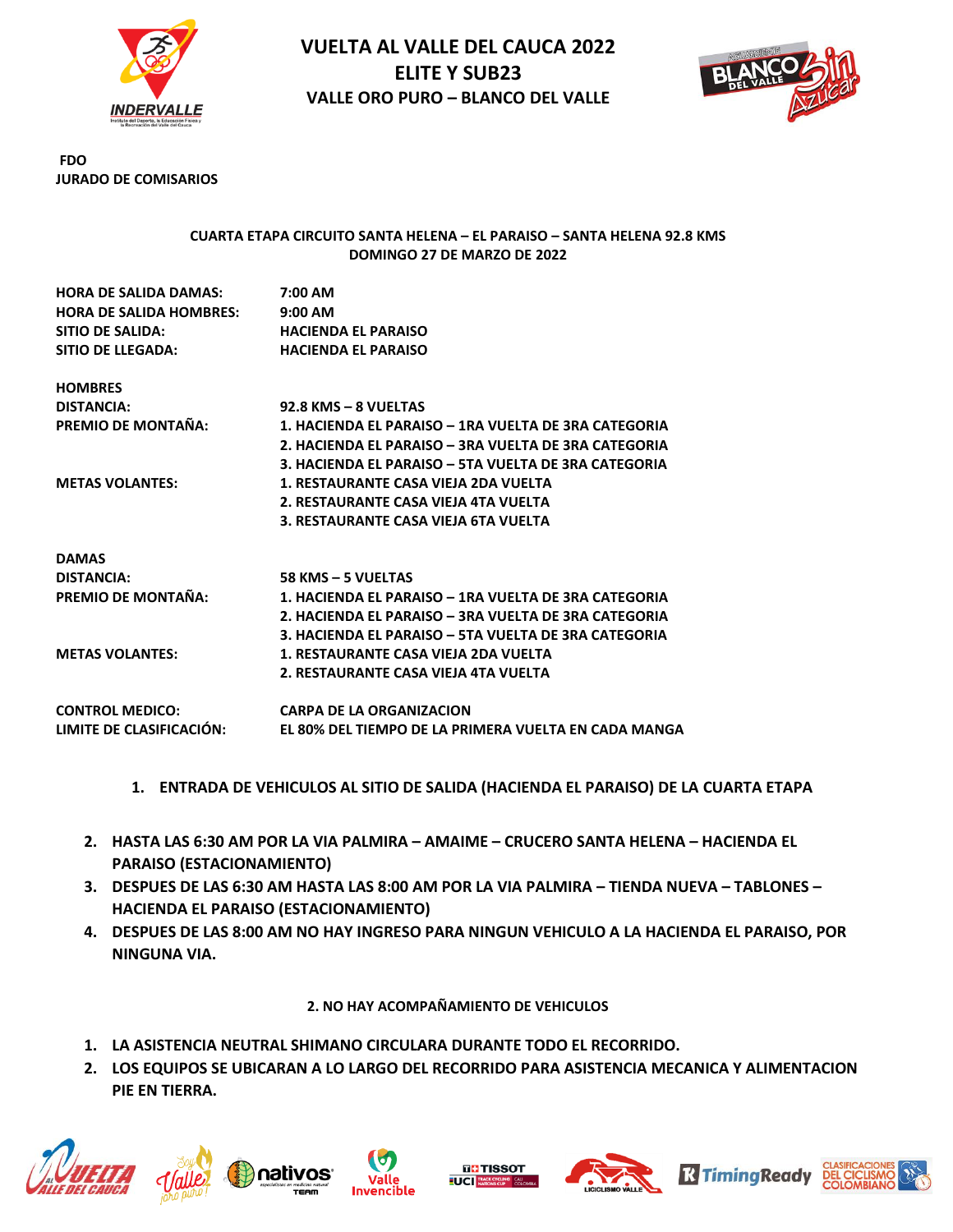# VUELTA AL VALLE DEL CAUCA 2022
## ELITE Y SUB23
### VALLE ORO PURO – BLANCO DEL VALLE

**FDO**
**JURADO DE COMISARIOS**

**CUARTA ETAPA CIRCUITO SANTA HELENA – EL PARAISO – SANTA HELENA 92.8 KMS**
**DOMINGO 27 DE MARZO DE 2022**

| | |
|---|---|
| **HORA DE SALIDA DAMAS:** | **7:00 AM** |
| **HORA DE SALIDA HOMBRES:** | **9:00 AM** |
| **SITIO DE SALIDA:** | **HACIENDA EL PARAISO** |
| **SITIO DE LLEGADA:** | **HACIENDA EL PARAISO** |

**HOMBRES**

| | |
|---|---|
| **DISTANCIA:** | **92.8 KMS – 8 VUELTAS** |
| **PREMIO DE MONTAÑA:** | **1. HACIENDA EL PARAISO – 1RA VUELTA DE 3RA CATEGORIA** |
| | **2. HACIENDA EL PARAISO – 3RA VUELTA DE 3RA CATEGORIA** |
| | **3. HACIENDA EL PARAISO – 5TA VUELTA DE 3RA CATEGORIA** |
| **METAS VOLANTES:** | **1. RESTAURANTE CASA VIEJA 2DA VUELTA** |
| | **2. RESTAURANTE CASA VIEJA 4TA VUELTA** |
| | **3. RESTAURANTE CASA VIEJA 6TA VUELTA** |

**DAMAS**

| | |
|---|---|
| **DISTANCIA:** | **58 KMS – 5 VUELTAS** |
| **PREMIO DE MONTAÑA:** | **1. HACIENDA EL PARAISO – 1RA VUELTA DE 3RA CATEGORIA** |
| | **2. HACIENDA EL PARAISO – 3RA VUELTA DE 3RA CATEGORIA** |
| | **3. HACIENDA EL PARAISO – 5TA VUELTA DE 3RA CATEGORIA** |
| **METAS VOLANTES:** | **1. RESTAURANTE CASA VIEJA 2DA VUELTA** |
| | **2. RESTAURANTE CASA VIEJA 4TA VUELTA** |

| | |
|---|---|
| **CONTROL MEDICO:** | **CARPA DE LA ORGANIZACION** |
| **LIMITE DE CLASIFICACIÓN:** | **EL 80% DEL TIEMPO DE LA PRIMERA VUELTA EN CADA MANGA** |

**1. ENTRADA DE VEHICULOS AL SITIO DE SALIDA (HACIENDA EL PARAISO) DE LA CUARTA ETAPA**

2. **HASTA LAS 6:30 AM POR LA VIA PALMIRA – AMAIME – CRUCERO SANTA HELENA – HACIENDA EL PARAISO (ESTACIONAMIENTO)**
3. **DESPUES DE LAS 6:30 AM HASTA LAS 8:00 AM POR LA VIA PALMIRA – TIENDA NUEVA – TABLONES – HACIENDA EL PARAISO (ESTACIONAMIENTO)**
4. **DESPUES DE LAS 8:00 AM NO HAY INGRESO PARA NINGUN VEHICULO A LA HACIENDA EL PARAISO, POR NINGUNA VIA.**

**2. NO HAY ACOMPAÑAMIENTO DE VEHICULOS**

1. **LA ASISTENCIA NEUTRAL SHIMANO CIRCULARA DURANTE TODO EL RECORRIDO.**
2. **LOS EQUIPOS SE UBICARAN A LO LARGO DEL RECORRIDO PARA ASISTENCIA MECANICA Y ALIMENTACION PIE EN TIERRA.**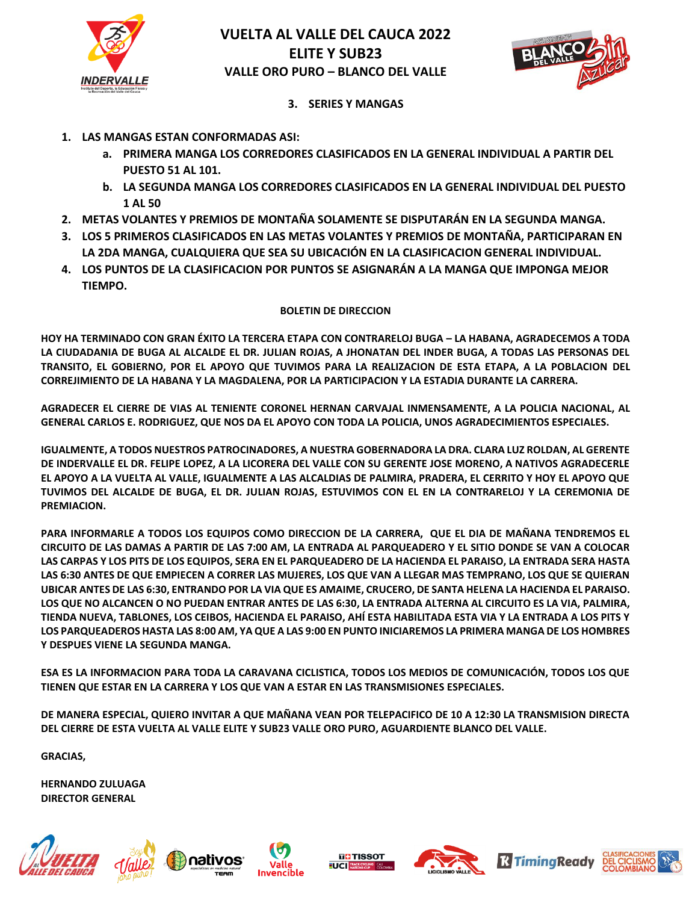# VUELTA AL VALLE DEL CAUCA 2022
## ELITE Y SUB23
### VALLE ORO PURO – BLANCO DEL VALLE

### 3. SERIES Y MANGAS

1. **LAS MANGAS ESTAN CONFORMADAS ASI:**
   a. **PRIMERA MANGA LOS CORREDORES CLASIFICADOS EN LA GENERAL INDIVIDUAL A PARTIR DEL PUESTO 51 AL 101.**
   b. **LA SEGUNDA MANGA LOS CORREDORES CLASIFICADOS EN LA GENERAL INDIVIDUAL DEL PUESTO 1 AL 50**
2. **METAS VOLANTES Y PREMIOS DE MONTAÑA SOLAMENTE SE DISPUTARÁN EN LA SEGUNDA MANGA.**
3. **LOS 5 PRIMEROS CLASIFICADOS EN LAS METAS VOLANTES Y PREMIOS DE MONTAÑA, PARTICIPARAN EN LA 2DA MANGA, CUALQUIERA QUE SEA SU UBICACIÓN EN LA CLASIFICACION GENERAL INDIVIDUAL.**
4. **LOS PUNTOS DE LA CLASIFICACION POR PUNTOS SE ASIGNARÁN A LA MANGA QUE IMPONGA MEJOR TIEMPO.**

**BOLETIN DE DIRECCION**

**HOY HA TERMINADO CON GRAN ÉXITO LA TERCERA ETAPA CON CONTRARELOJ BUGA – LA HABANA, AGRADECEMOS A TODA LA CIUDADANIA DE BUGA AL ALCALDE EL DR. JULIAN ROJAS, A JHONATAN DEL INDER BUGA, A TODAS LAS PERSONAS DEL TRANSITO, EL GOBIERNO, POR EL APOYO QUE TUVIMOS PARA LA REALIZACION DE ESTA ETAPA, A LA POBLACION DEL CORREJIMIENTO DE LA HABANA Y LA MAGDALENA, POR LA PARTICIPACION Y LA ESTADIA DURANTE LA CARRERA.**

**AGRADECER EL CIERRE DE VIAS AL TENIENTE CORONEL HERNAN CARVAJAL INMENSAMENTE, A LA POLICIA NACIONAL, AL GENERAL CARLOS E. RODRIGUEZ, QUE NOS DA EL APOYO CON TODA LA POLICIA, UNOS AGRADECIMIENTOS ESPECIALES.**

**IGUALMENTE, A TODOS NUESTROS PATROCINADORES, A NUESTRA GOBERNADORA LA DRA. CLARA LUZ ROLDAN, AL GERENTE DE INDERVALLE EL DR. FELIPE LOPEZ, A LA LICORERA DEL VALLE CON SU GERENTE JOSE MORENO, A NATIVOS AGRADECERLE EL APOYO A LA VUELTA AL VALLE, IGUALMENTE A LAS ALCALDIAS DE PALMIRA, PRADERA, EL CERRITO Y HOY EL APOYO QUE TUVIMOS DEL ALCALDE DE BUGA, EL DR. JULIAN ROJAS, ESTUVIMOS CON EL EN LA CONTRARELOJ Y LA CEREMONIA DE PREMIACION.**

**PARA INFORMARLE A TODOS LOS EQUIPOS COMO DIRECCION DE LA CARRERA, QUE EL DIA DE MAÑANA TENDREMOS EL CIRCUITO DE LAS DAMAS A PARTIR DE LAS 7:00 AM, LA ENTRADA AL PARQUEADERO Y EL SITIO DONDE SE VAN A COLOCAR LAS CARPAS Y LOS PITS DE LOS EQUIPOS, SERA EN EL PARQUEADERO DE LA HACIENDA EL PARAISO, LA ENTRADA SERA HASTA LAS 6:30 ANTES DE QUE EMPIECEN A CORRER LAS MUJERES, LOS QUE VAN A LLEGAR MAS TEMPRANO, LOS QUE SE QUIERAN UBICAR ANTES DE LAS 6:30, ENTRANDO POR LA VIA QUE ES AMAIME, CRUCERO, DE SANTA HELENA LA HACIENDA EL PARAISO. LOS QUE NO ALCANCEN O NO PUEDAN ENTRAR ANTES DE LAS 6:30, LA ENTRADA ALTERNA AL CIRCUITO ES LA VIA, PALMIRA, TIENDA NUEVA, TABLONES, LOS CEIBOS, HACIENDA EL PARAISO, AHÍ ESTA HABILITADA ESTA VIA Y LA ENTRADA A LOS PITS Y LOS PARQUEADEROS HASTA LAS 8:00 AM, YA QUE A LAS 9:00 EN PUNTO INICIAREMOS LA PRIMERA MANGA DE LOS HOMBRES Y DESPUES VIENE LA SEGUNDA MANGA.**

**ESA ES LA INFORMACION PARA TODA LA CARAVANA CICLISTICA, TODOS LOS MEDIOS DE COMUNICACIÓN, TODOS LOS QUE TIENEN QUE ESTAR EN LA CARRERA Y LOS QUE VAN A ESTAR EN LAS TRANSMISIONES ESPECIALES.**

**DE MANERA ESPECIAL, QUIERO INVITAR A QUE MAÑANA VEAN POR TELEPACIFICO DE 10 A 12:30 LA TRANSMISION DIRECTA DEL CIERRE DE ESTA VUELTA AL VALLE ELITE Y SUB23 VALLE ORO PURO, AGUARDIENTE BLANCO DEL VALLE.**

**GRACIAS,**

**HERNANDO ZULUAGA**
**DIRECTOR GENERAL**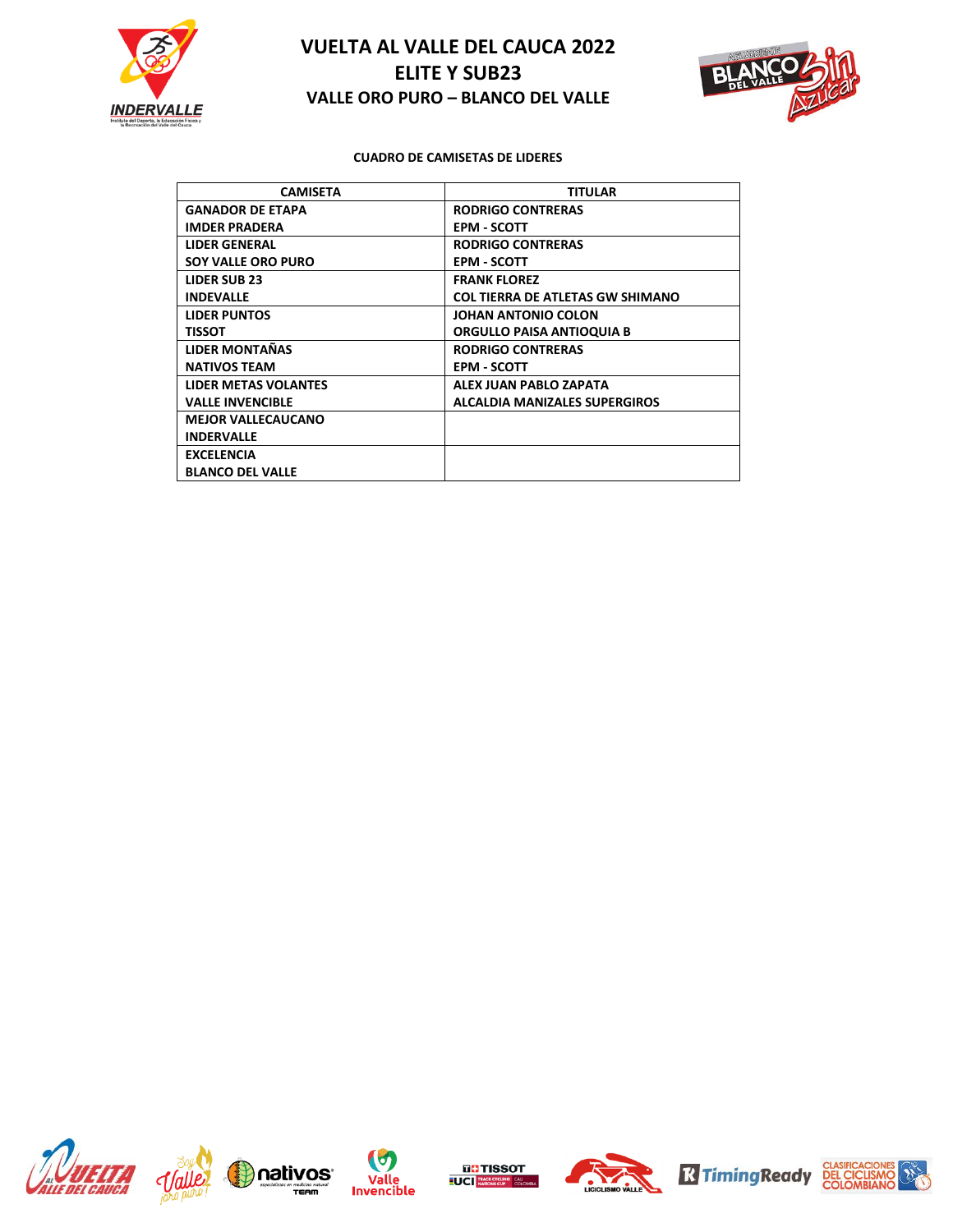# VUELTA AL VALLE DEL CAUCA 2022
## ELITE Y SUB23
### VALLE ORO PURO – BLANCO DEL VALLE

**CUADRO DE CAMISETAS DE LIDERES**

| CAMISETA | TITULAR |
|---|---|
| GANADOR DE ETAPA<br>IMDER PRADERA | RODRIGO CONTRERAS<br>EPM - SCOTT |
| LIDER GENERAL<br>SOY VALLE ORO PURO | RODRIGO CONTRERAS<br>EPM - SCOTT |
| LIDER SUB 23<br>INDEVALLE | FRANK FLOREZ<br>COL TIERRA DE ATLETAS GW SHIMANO |
| LIDER PUNTOS<br>TISSOT | JOHAN ANTONIO COLON<br>ORGULLO PAISA ANTIOQUIA B |
| LIDER MONTAÑAS<br>NATIVOS TEAM | RODRIGO CONTRERAS<br>EPM - SCOTT |
| LIDER METAS VOLANTES<br>VALLE INVENCIBLE | ALEX JUAN PABLO ZAPATA<br>ALCALDIA MANIZALES SUPERGIROS |
| MEJOR VALLECAUCANO<br>INDERVALLE | |
| EXCELENCIA<br>BLANCO DEL VALLE | |